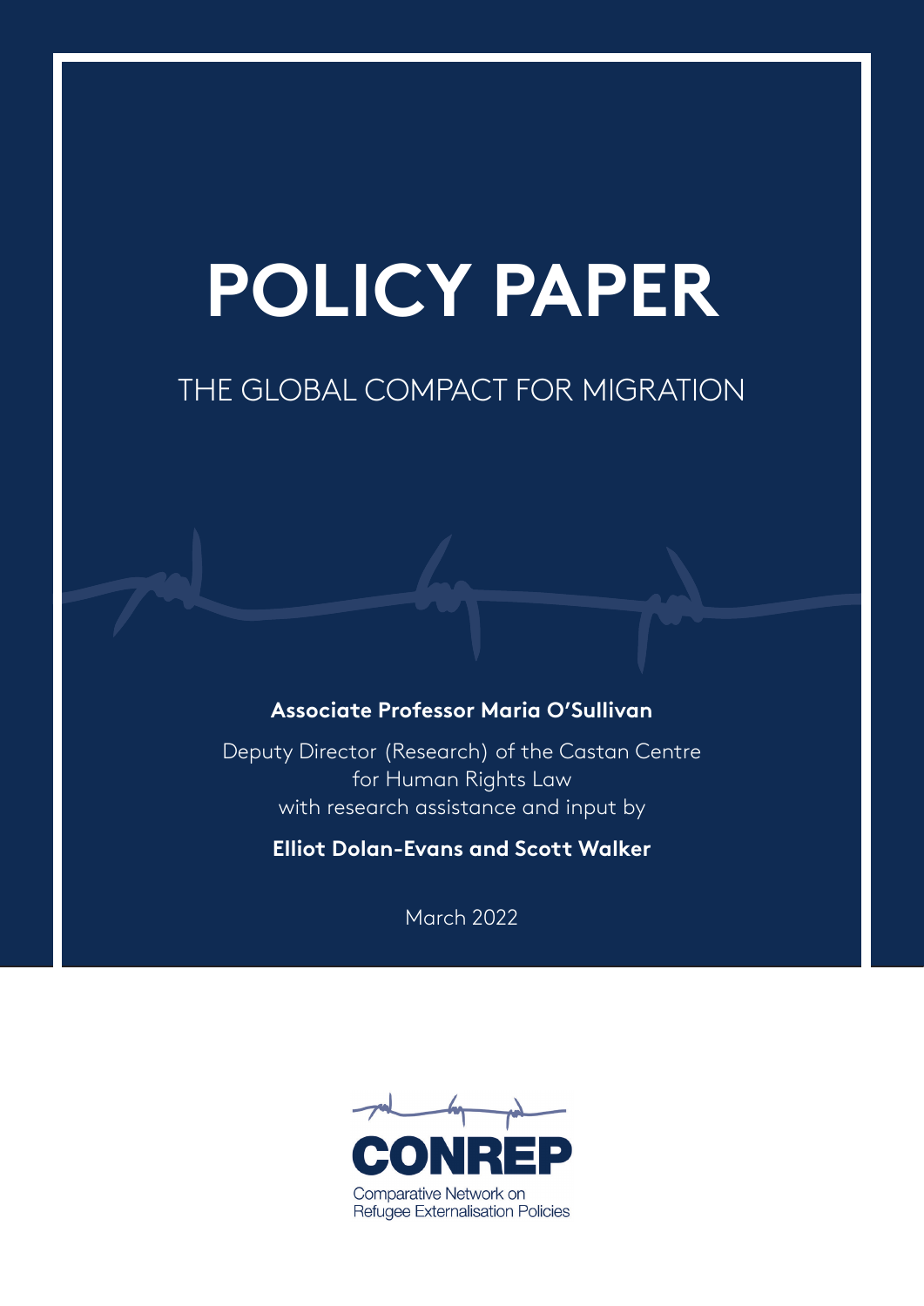# POLICY PAPER

## THE GLOBAL COMPACT FOR MIGRATION

**Associate Professor Maria O'Sullivan**

Deputy Director (Research) of the Castan Centre for Human Rights Law
with research assistance and input by

**Elliot Dolan-Evans and Scott Walker**

March 2022

CONREP
Comparative Network on Refugee Externalisation Policies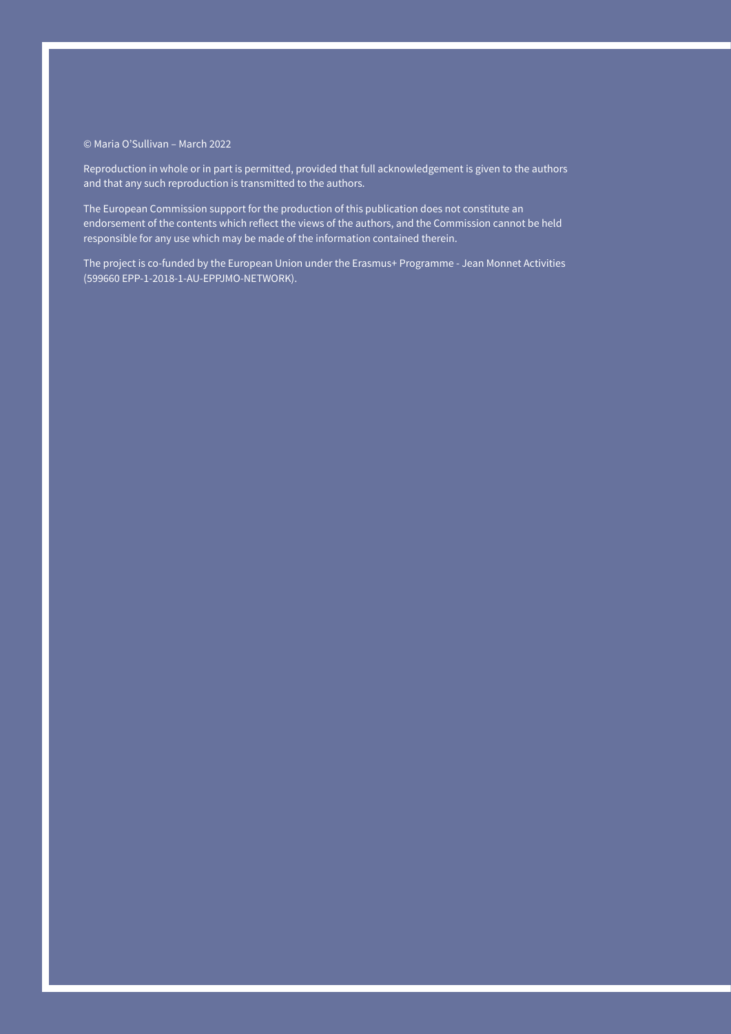© Maria O'Sullivan – March 2022

Reproduction in whole or in part is permitted, provided that full acknowledgement is given to the authors and that any such reproduction is transmitted to the authors.

The European Commission support for the production of this publication does not constitute an endorsement of the contents which reflect the views of the authors, and the Commission cannot be held responsible for any use which may be made of the information contained therein.

The project is co-funded by the European Union under the Erasmus+ Programme - Jean Monnet Activities (599660 EPP-1-2018-1-AU-EPPJMO-NETWORK).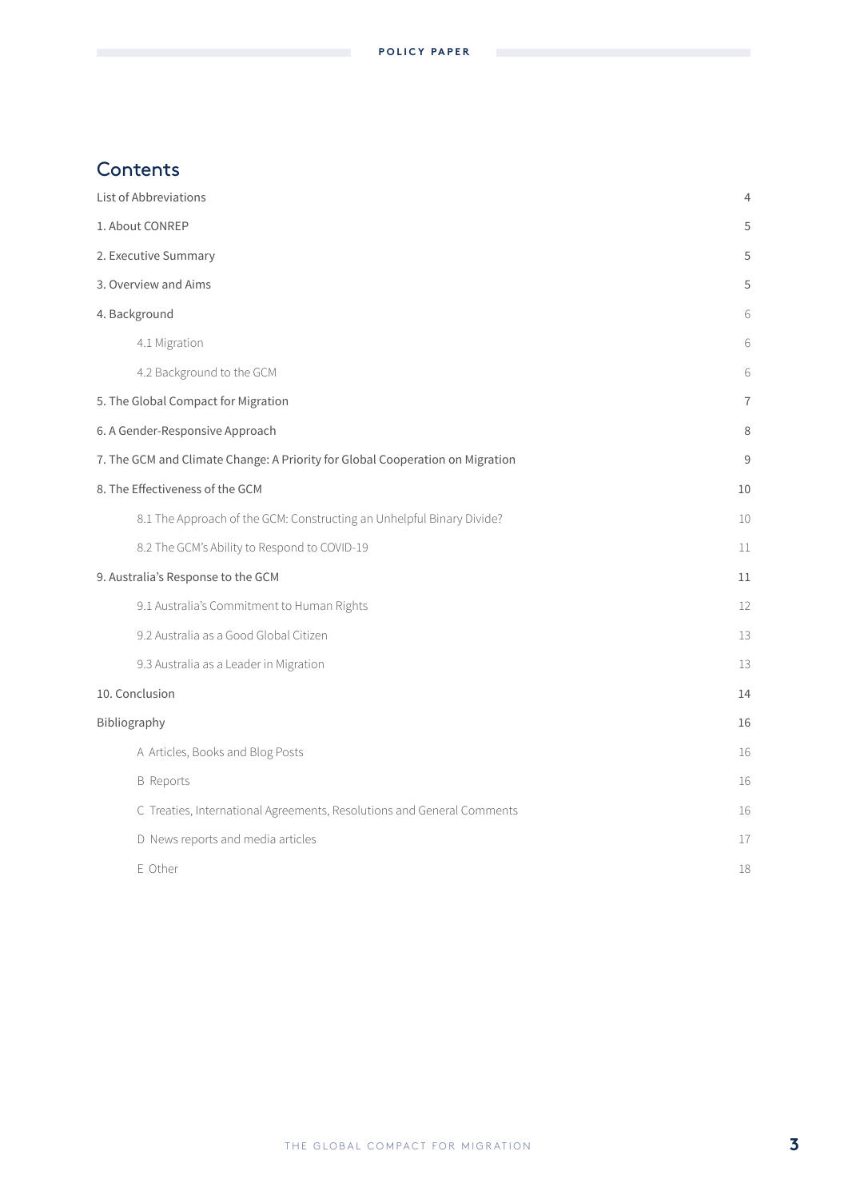## Contents

| | |
|---|---|
| List of Abbreviations | 4 |
| 1. About CONREP | 5 |
| 2. Executive Summary | 5 |
| 3. Overview and Aims | 5 |
| 4. Background | 6 |
| 4.1 Migration | 6 |
| 4.2 Background to the GCM | 6 |
| 5. The Global Compact for Migration | 7 |
| 6. A Gender-Responsive Approach | 8 |
| 7. The GCM and Climate Change: A Priority for Global Cooperation on Migration | 9 |
| 8. The Effectiveness of the GCM | 10 |
| 8.1 The Approach of the GCM: Constructing an Unhelpful Binary Divide? | 10 |
| 8.2 The GCM's Ability to Respond to COVID-19 | 11 |
| 9. Australia's Response to the GCM | 11 |
| 9.1 Australia's Commitment to Human Rights | 12 |
| 9.2 Australia as a Good Global Citizen | 13 |
| 9.3 Australia as a Leader in Migration | 13 |
| 10. Conclusion | 14 |
| Bibliography | 16 |
| A Articles, Books and Blog Posts | 16 |
| B Reports | 16 |
| C Treaties, International Agreements, Resolutions and General Comments | 16 |
| D News reports and media articles | 17 |
| E Other | 18 |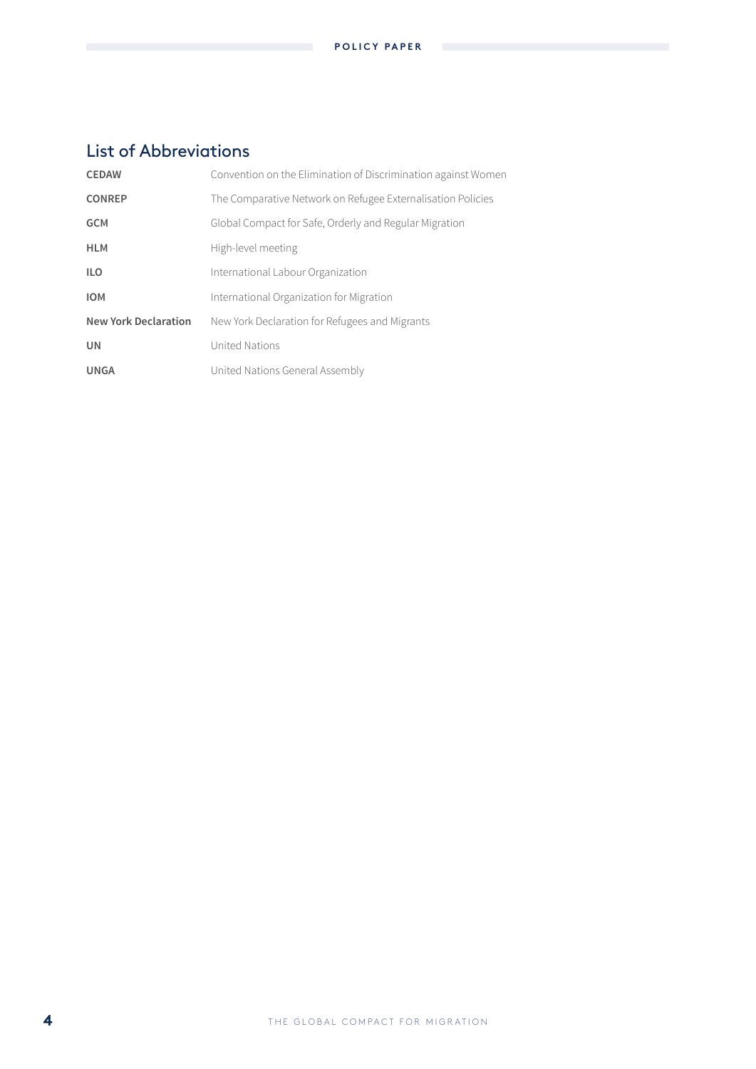## List of Abbreviations

| | |
|---|---|
| **CEDAW** | Convention on the Elimination of Discrimination against Women |
| **CONREP** | The Comparative Network on Refugee Externalisation Policies |
| **GCM** | Global Compact for Safe, Orderly and Regular Migration |
| **HLM** | High-level meeting |
| **ILO** | International Labour Organization |
| **IOM** | International Organization for Migration |
| **New York Declaration** | New York Declaration for Refugees and Migrants |
| **UN** | United Nations |
| **UNGA** | United Nations General Assembly |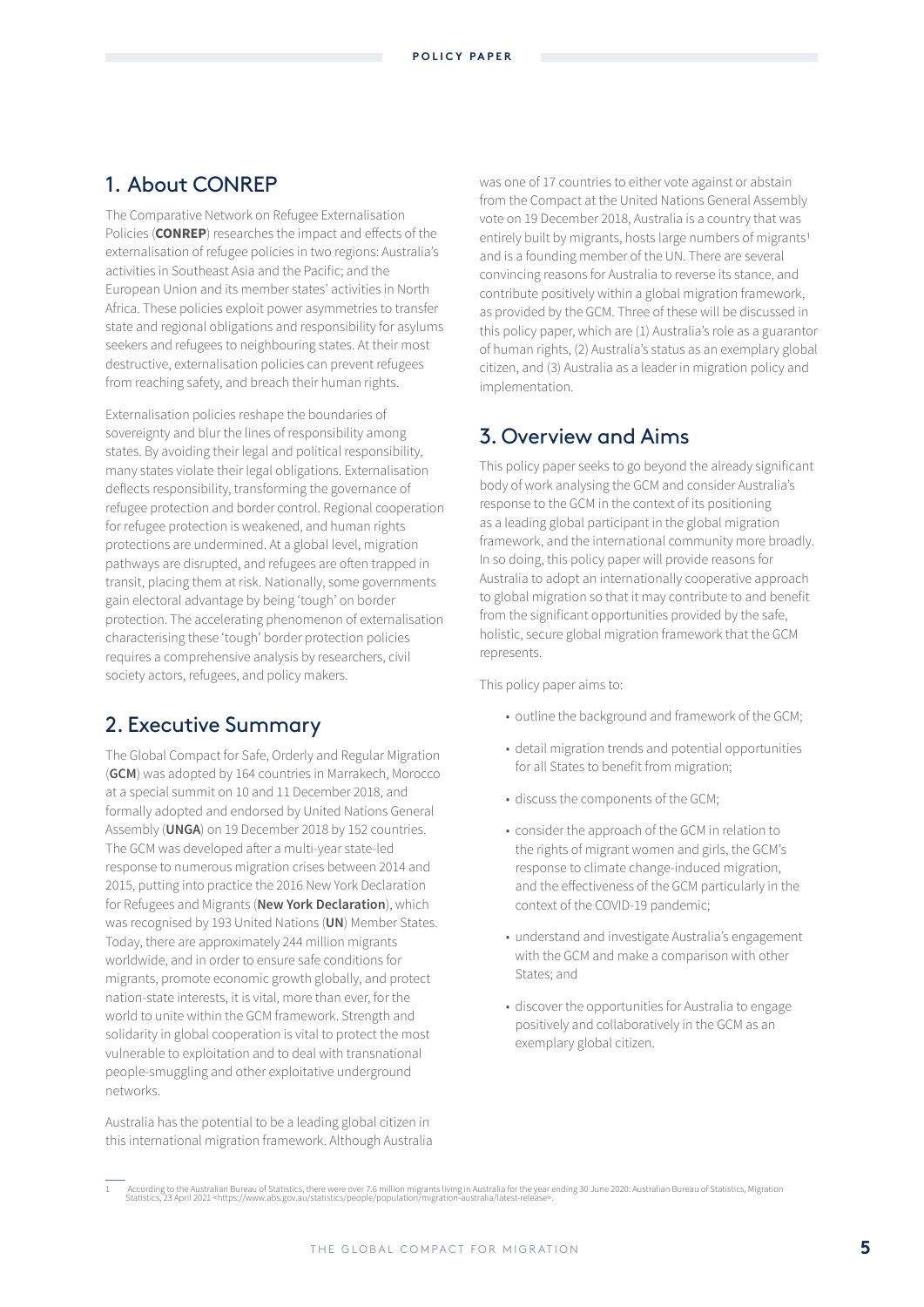## 1. About CONREP

The Comparative Network on Refugee Externalisation Policies (**CONREP**) researches the impact and effects of the externalisation of refugee policies in two regions: Australia's activities in Southeast Asia and the Pacific; and the European Union and its member states' activities in North Africa. These policies exploit power asymmetries to transfer state and regional obligations and responsibility for asylums seekers and refugees to neighbouring states. At their most destructive, externalisation policies can prevent refugees from reaching safety, and breach their human rights.

Externalisation policies reshape the boundaries of sovereignty and blur the lines of responsibility among states. By avoiding their legal and political responsibility, many states violate their legal obligations. Externalisation deflects responsibility, transforming the governance of refugee protection and border control. Regional cooperation for refugee protection is weakened, and human rights protections are undermined. At a global level, migration pathways are disrupted, and refugees are often trapped in transit, placing them at risk. Nationally, some governments gain electoral advantage by being 'tough' on border protection. The accelerating phenomenon of externalisation characterising these 'tough' border protection policies requires a comprehensive analysis by researchers, civil society actors, refugees, and policy makers.

## 2. Executive Summary

The Global Compact for Safe, Orderly and Regular Migration (**GCM**) was adopted by 164 countries in Marrakech, Morocco at a special summit on 10 and 11 December 2018, and formally adopted and endorsed by United Nations General Assembly (**UNGA**) on 19 December 2018 by 152 countries. The GCM was developed after a multi-year state-led response to numerous migration crises between 2014 and 2015, putting into practice the 2016 New York Declaration for Refugees and Migrants (**New York Declaration**), which was recognised by 193 United Nations (**UN**) Member States. Today, there are approximately 244 million migrants worldwide, and in order to ensure safe conditions for migrants, promote economic growth globally, and protect nation-state interests, it is vital, more than ever, for the world to unite within the GCM framework. Strength and solidarity in global cooperation is vital to protect the most vulnerable to exploitation and to deal with transnational people-smuggling and other exploitative underground networks.

Australia has the potential to be a leading global citizen in this international migration framework. Although Australia was one of 17 countries to either vote against or abstain from the Compact at the United Nations General Assembly vote on 19 December 2018, Australia is a country that was entirely built by migrants, hosts large numbers of migrants[1] and is a founding member of the UN. There are several convincing reasons for Australia to reverse its stance, and contribute positively within a global migration framework, as provided by the GCM. Three of these will be discussed in this policy paper, which are (1) Australia's role as a guarantor of human rights, (2) Australia's status as an exemplary global citizen, and (3) Australia as a leader in migration policy and implementation.

## 3. Overview and Aims

This policy paper seeks to go beyond the already significant body of work analysing the GCM and consider Australia's response to the GCM in the context of its positioning as a leading global participant in the global migration framework, and the international community more broadly. In so doing, this policy paper will provide reasons for Australia to adopt an internationally cooperative approach to global migration so that it may contribute to and benefit from the significant opportunities provided by the safe, holistic, secure global migration framework that the GCM represents.

This policy paper aims to:

- outline the background and framework of the GCM;
- detail migration trends and potential opportunities for all States to benefit from migration;
- discuss the components of the GCM;
- consider the approach of the GCM in relation to the rights of migrant women and girls, the GCM's response to climate change-induced migration, and the effectiveness of the GCM particularly in the context of the COVID-19 pandemic;
- understand and investigate Australia's engagement with the GCM and make a comparison with other States; and
- discover the opportunities for Australia to engage positively and collaboratively in the GCM as an exemplary global citizen.

---

[1] According to the Australian Bureau of Statistics, there were over 7.6 million migrants living in Australia for the year ending 30 June 2020: Australian Bureau of Statistics, Migration Statistics, 23 April 2021 <https://www.abs.gov.au/statistics/people/population/migration-australia/latest-release>.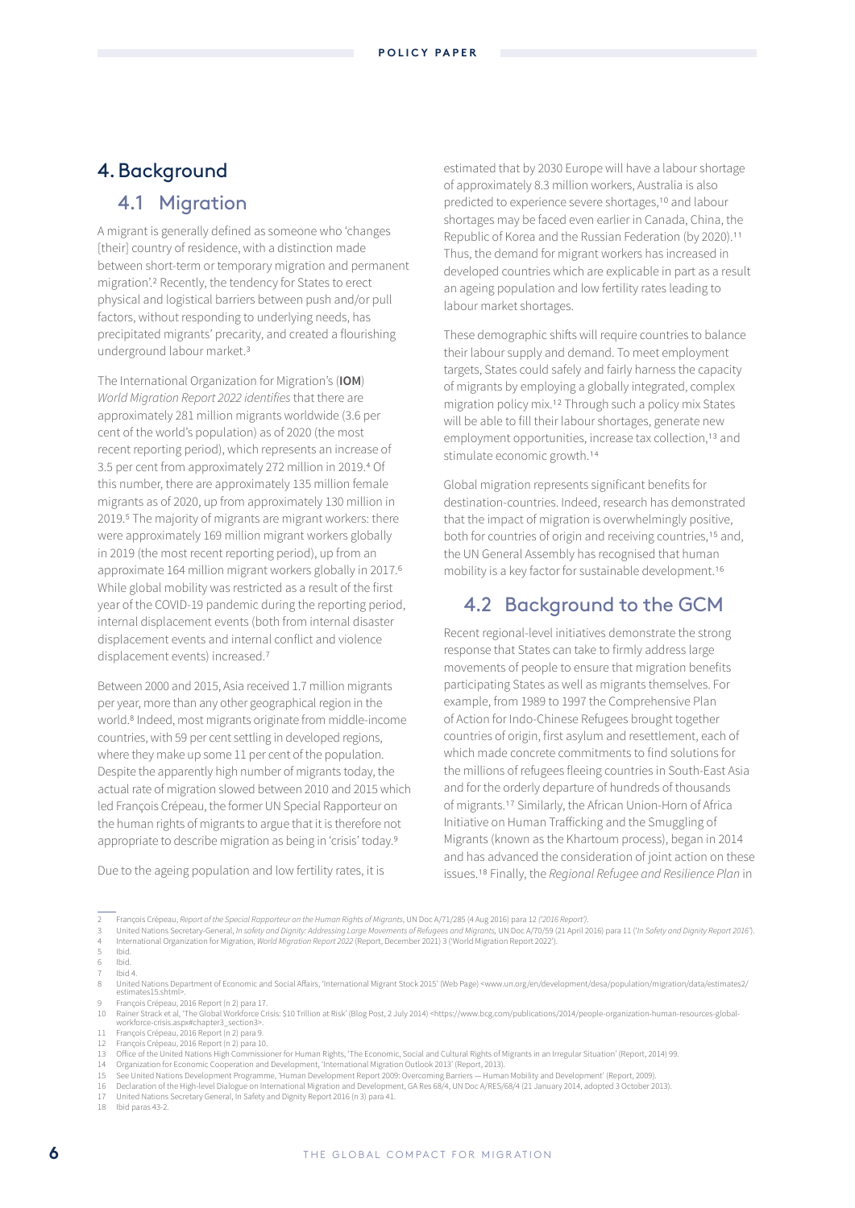## 4. Background

### 4.1 Migration

A migrant is generally defined as someone who 'changes [their] country of residence, with a distinction made between short-term or temporary migration and permanent migration'.[2] Recently, the tendency for States to erect physical and logistical barriers between push and/or pull factors, without responding to underlying needs, has precipitated migrants' precarity, and created a flourishing underground labour market.[3]

The International Organization for Migration's (**IOM**) *World Migration Report 2022 identifies* that there are approximately 281 million migrants worldwide (3.6 per cent of the world's population) as of 2020 (the most recent reporting period), which represents an increase of 3.5 per cent from approximately 272 million in 2019.[4] Of this number, there are approximately 135 million female migrants as of 2020, up from approximately 130 million in 2019.[5] The majority of migrants are migrant workers: there were approximately 169 million migrant workers globally in 2019 (the most recent reporting period), up from an approximate 164 million migrant workers globally in 2017.[6] While global mobility was restricted as a result of the first year of the COVID-19 pandemic during the reporting period, internal displacement events (both from internal disaster displacement events and internal conflict and violence displacement events) increased.[7]

Between 2000 and 2015, Asia received 1.7 million migrants per year, more than any other geographical region in the world.[8] Indeed, most migrants originate from middle-income countries, with 59 per cent settling in developed regions, where they make up some 11 per cent of the population. Despite the apparently high number of migrants today, the actual rate of migration slowed between 2010 and 2015 which led François Crépeau, the former UN Special Rapporteur on the human rights of migrants to argue that it is therefore not appropriate to describe migration as being in 'crisis' today.[9]

Due to the ageing population and low fertility rates, it is estimated that by 2030 Europe will have a labour shortage of approximately 8.3 million workers, Australia is also predicted to experience severe shortages,[10] and labour shortages may be faced even earlier in Canada, China, the Republic of Korea and the Russian Federation (by 2020).[11] Thus, the demand for migrant workers has increased in developed countries which are explicable in part as a result an ageing population and low fertility rates leading to labour market shortages.

These demographic shifts will require countries to balance their labour supply and demand. To meet employment targets, States could safely and fairly harness the capacity of migrants by employing a globally integrated, complex migration policy mix.[12] Through such a policy mix States will be able to fill their labour shortages, generate new employment opportunities, increase tax collection,[13] and stimulate economic growth.[14]

Global migration represents significant benefits for destination-countries. Indeed, research has demonstrated that the impact of migration is overwhelmingly positive, both for countries of origin and receiving countries,[15] and, the UN General Assembly has recognised that human mobility is a key factor for sustainable development.[16]

### 4.2 Background to the GCM

Recent regional-level initiatives demonstrate the strong response that States can take to firmly address large movements of people to ensure that migration benefits participating States as well as migrants themselves. For example, from 1989 to 1997 the Comprehensive Plan of Action for Indo-Chinese Refugees brought together countries of origin, first asylum and resettlement, each of which made concrete commitments to find solutions for the millions of refugees fleeing countries in South-East Asia and for the orderly departure of hundreds of thousands of migrants.[17] Similarly, the African Union-Horn of Africa Initiative on Human Trafficking and the Smuggling of Migrants (known as the Khartoum process), began in 2014 and has advanced the consideration of joint action on these issues.[18] Finally, the *Regional Refugee and Resilience Plan* in

---

2 François Crépeau, *Report of the Special Rapporteur on the Human Rights of Migrants*, UN Doc A/71/285 (4 Aug 2016) para 12 (*'2016 Report'*).
3 United Nations Secretary-General, *In safety and Dignity: Addressing Large Movements of Refugees and Migrants*, UN Doc A/70/59 (21 April 2016) para 11 ('*In Safety and Dignity Report 2016*').
4 International Organization for Migration, *World Migration Report 2022* (Report, December 2021) 3 ('World Migration Report 2022').
5 Ibid.
6 Ibid.
7 Ibid 4.
8 United Nations Department of Economic and Social Affairs, 'International Migrant Stock 2015' (Web Page) <www.un.org/en/development/desa/population/migration/data/estimates2/estimates15.shtml>.
9 François Crépeau, 2016 Report (n 2) para 17.
10 Rainer Strack et al, 'The Global Workforce Crisis: $10 Trillion at Risk' (Blog Post, 2 July 2014) <https://www.bcg.com/publications/2014/people-organization-human-resources-global-workforce-crisis.aspx#chapter3_section3>.
11 François Crépeau, 2016 Report (n 2) para 9.
12 François Crépeau, 2016 Report (n 2) para 10.
13 Office of the United Nations High Commissioner for Human Rights, 'The Economic, Social and Cultural Rights of Migrants in an Irregular Situation' (Report, 2014) 99.
14 Organization for Economic Cooperation and Development, 'International Migration Outlook 2013' (Report, 2013).
15 See United Nations Development Programme, 'Human Development Report 2009: Overcoming Barriers — Human Mobility and Development' (Report, 2009).
16 Declaration of the High-level Dialogue on International Migration and Development, GA Res 68/4, UN Doc A/RES/68/4 (21 January 2014, adopted 3 October 2013).
17 United Nations Secretary General, In Safety and Dignity Report 2016 (n 3) para 41.
18 Ibid paras 43-2.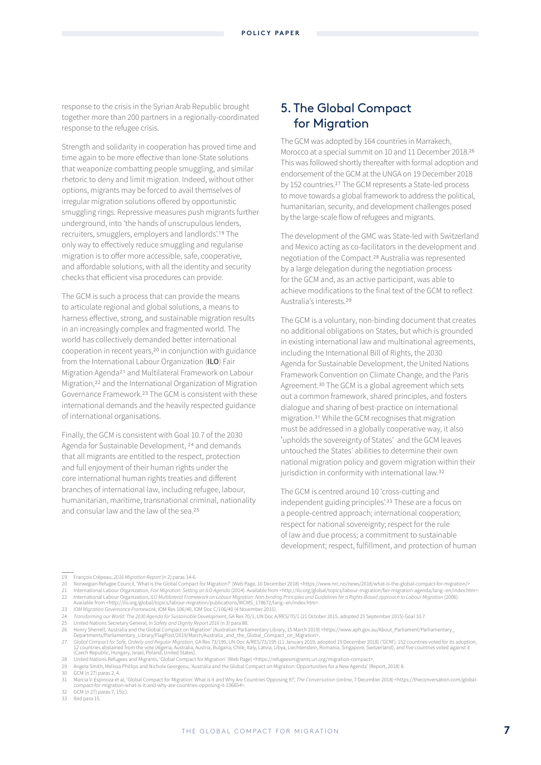response to the crisis in the Syrian Arab Republic brought together more than 200 partners in a regionally-coordinated response to the refugee crisis.

Strength and solidarity in cooperation has proved time and time again to be more effective than lone-State solutions that weaponize combatting people smuggling, and similar rhetoric to deny and limit migration. Indeed, without other options, migrants may be forced to avail themselves of irregular migration solutions offered by opportunistic smuggling rings. Repressive measures push migrants further underground, into 'the hands of unscrupulous lenders, recruiters, smugglers, employers and landlords'.[19] The only way to effectively reduce smuggling and regularise migration is to offer more accessible, safe, cooperative, and affordable solutions, with all the identity and security checks that efficient visa procedures can provide.

The GCM is such a process that can provide the means to articulate regional and global solutions, a means to harness effective, strong, and sustainable migration results in an increasingly complex and fragmented world. The world has collectively demanded better international cooperation in recent years,[20] in conjunction with guidance from the International Labour Organization (**ILO**) Fair Migration Agenda[21] and Multilateral Framework on Labour Migration,[22] and the International Organization of Migration Governance Framework.[23] The GCM is consistent with these international demands and the heavily respected guidance of international organisations.

Finally, the GCM is consistent with Goal 10.7 of the 2030 Agenda for Sustainable Development, [24] and demands that all migrants are entitled to the respect, protection and full enjoyment of their human rights under the core international human rights treaties and different branches of international law, including refugee, labour, humanitarian, maritime, transnational criminal, nationality and consular law and the law of the sea.[25]

## 5. The Global Compact for Migration

The GCM was adopted by 164 countries in Marrakech, Morocco at a special summit on 10 and 11 December 2018.[26] This was followed shortly thereafter with formal adoption and endorsement of the GCM at the UNGA on 19 December 2018 by 152 countries.[27] The GCM represents a State-led process to move towards a global framework to address the political, humanitarian, security, and development challenges posed by the large-scale flow of refugees and migrants.

The development of the GMC was State-led with Switzerland and Mexico acting as co-facilitators in the development and negotiation of the Compact.[28] Australia was represented by a large delegation during the negotiation process for the GCM and, as an active participant, was able to achieve modifications to the final text of the GCM to reflect Australia's interests.[29]

The GCM is a voluntary, non-binding document that creates no additional obligations on States, but which is grounded in existing international law and multinational agreements, including the International Bill of Rights, the 2030 Agenda for Sustainable Development, the United Nations Framework Convention on Climate Change, and the Paris Agreement.[30] The GCM is a global agreement which sets out a common framework, shared principles, and fosters dialogue and sharing of best-practice on international migration.[31] While the GCM recognises that migration must be addressed in a globally cooperative way, it also 'upholds the sovereignty of States' and the GCM leaves untouched the States' abilities to determine their own national migration policy and govern migration within their jurisdiction in conformity with international law.[32]

The GCM is centred around 10 'cross-cutting and independent guiding principles'.[33] These are a focus on a people-centred approach; international cooperation; respect for national sovereignty; respect for the rule of law and due process; a commitment to sustainable development; respect, fulfillment, and protection of human

---

19 François Crépeau, *2016 Migration Report* (n 2) paras 14-6.

20 Norwegian Refugee Council, 'What is the Global Compact for Migration?' (Web Page, 10 December 2018) <https://www.nrc.no/news/2018/what-is-the-global-compact-for-migration/>

21 International Labour Organization, *Fair Migration: Setting an ILO Agenda* (2014). Available from <http://ilo.org/global/topics/labour-migration/fair-migration-agenda/lang--en/index.htm>.

22 International Labour Organization, *ILO Multilateral Framework on Labour Migration: Non-binding Principles and Guidelines for a Rights-Based approach to Labour Migration* (2006). Available from <http://ilo.org/global/topics/labour-migration/publications/WCMS_178672/lang--en/index.htm>.

23 *IOM Migration Governance Framework*, IOM Res 106/40, IOM Doc C/106/40 (4 November 2015).

24 *Transforming our World: The 2030 Agenda for Sustainable Development*, GA Res 70/1, UN Doc A/RES/70/1 (21 October 2015, adopted 25 September 2015) Goal 10.7.

25 United Nations Secretary General, *In Safety and Dignity Report 2016* (n 3) para 88.

26 Henry Sherrell, 'Australia and the Global Compact on Migration' (Australian Parliamentary Library, 15 March 2019) <https://www.aph.gov.au/About_Parliament/Parliamentary_Departments/Parliamentary_Library/FlagPost/2019/March/Australia_and_the_Global_Compact_on_Migration>.

27 *Global Compact for Safe, Orderly and Regular Migration*, GA Res 73/195, UN Doc A/RES/73/195 (11 January 2019, adopted 19 December 2018) ('GCM'). 152 countries voted for its adoption, 12 countries abstained from the vote (Algeria, Australia, Austria, Bulgaria, Chile, Italy, Latvia, Libya, Liechtenstein, Romania, Singapore, Switzerland), and five countries voted against it (Czech Republic, Hungary, Israel, Poland, United States).

28 United Nations Refugees and Migrants, 'Global Compact for Migration' (Web Page) <https://refugeesmigrants.un.org/migration-compact>.

29 Angela Smith, Melissa Phillips and Nichole Georgeou, 'Australia and the Global Compact on Migration: Opportunities for a New Agenda' (Report, 2018) 8.

30 GCM (n 27) paras 2, 4.

31 Marcia V. Espinoza et al, 'Global Compact for Migration: What is it and Why Are Countries Opposing It?', *The Conversation* (online, 7 December 2018) <https://theconversation.com/global-compact-for-migration-what-is-it-and-why-are-countries-opposing-it-106654>.

32 GCM (n 27) paras 7, 15(c).

33 Ibid para 15.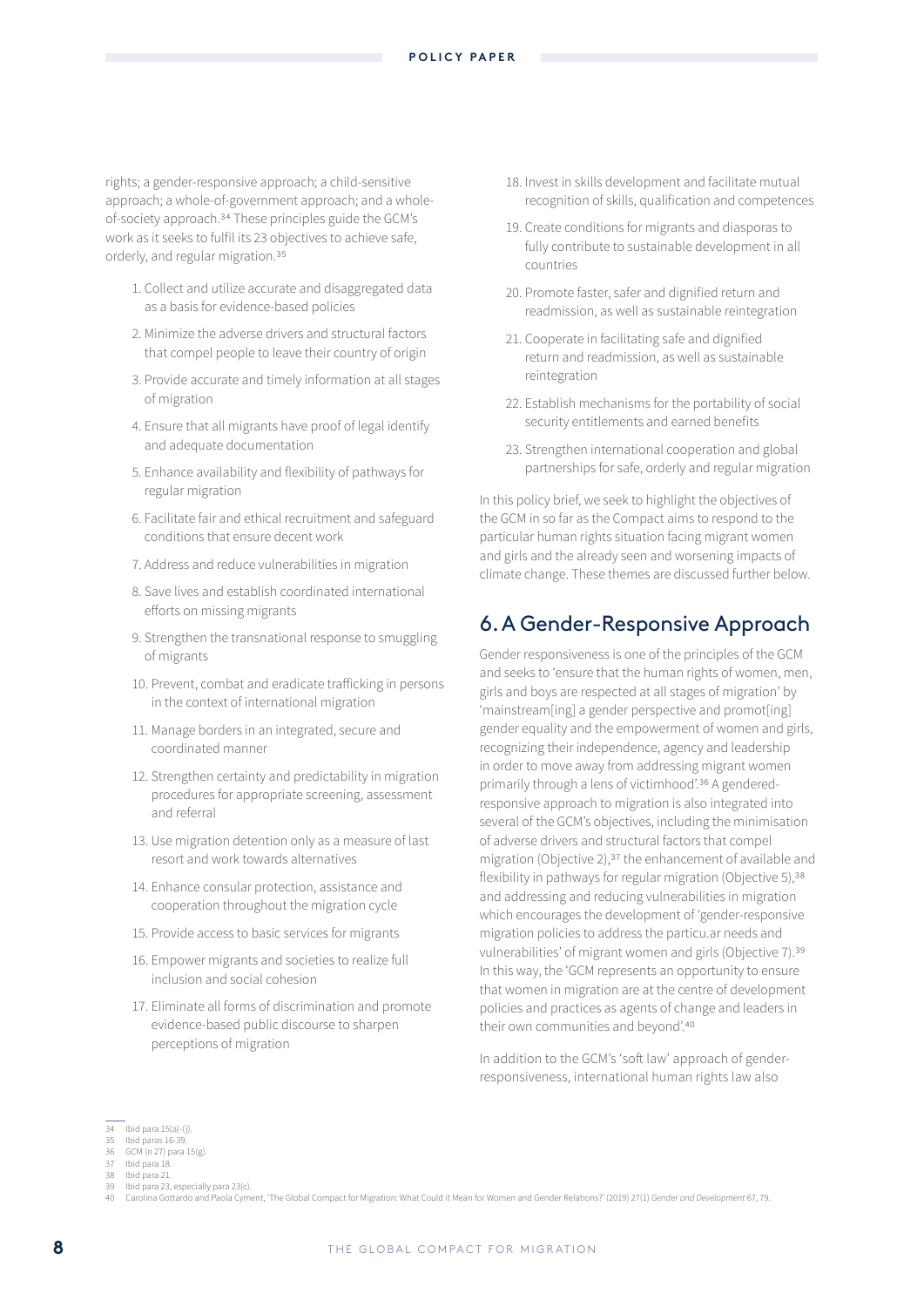rights; a gender-responsive approach; a child-sensitive approach; a whole-of-government approach; and a whole-of-society approach.[34] These principles guide the GCM's work as it seeks to fulfil its 23 objectives to achieve safe, orderly, and regular migration.[35]

1. Collect and utilize accurate and disaggregated data as a basis for evidence-based policies
2. Minimize the adverse drivers and structural factors that compel people to leave their country of origin
3. Provide accurate and timely information at all stages of migration
4. Ensure that all migrants have proof of legal identify and adequate documentation
5. Enhance availability and flexibility of pathways for regular migration
6. Facilitate fair and ethical recruitment and safeguard conditions that ensure decent work
7. Address and reduce vulnerabilities in migration
8. Save lives and establish coordinated international efforts on missing migrants
9. Strengthen the transnational response to smuggling of migrants
10. Prevent, combat and eradicate trafficking in persons in the context of international migration
11. Manage borders in an integrated, secure and coordinated manner
12. Strengthen certainty and predictability in migration procedures for appropriate screening, assessment and referral
13. Use migration detention only as a measure of last resort and work towards alternatives
14. Enhance consular protection, assistance and cooperation throughout the migration cycle
15. Provide access to basic services for migrants
16. Empower migrants and societies to realize full inclusion and social cohesion
17. Eliminate all forms of discrimination and promote evidence-based public discourse to sharpen perceptions of migration
18. Invest in skills development and facilitate mutual recognition of skills, qualification and competences
19. Create conditions for migrants and diasporas to fully contribute to sustainable development in all countries
20. Promote faster, safer and dignified return and readmission, as well as sustainable reintegration
21. Cooperate in facilitating safe and dignified return and readmission, as well as sustainable reintegration
22. Establish mechanisms for the portability of social security entitlements and earned benefits
23. Strengthen international cooperation and global partnerships for safe, orderly and regular migration

In this policy brief, we seek to highlight the objectives of the GCM in so far as the Compact aims to respond to the particular human rights situation facing migrant women and girls and the already seen and worsening impacts of climate change. These themes are discussed further below.

## 6. A Gender-Responsive Approach

Gender responsiveness is one of the principles of the GCM and seeks to 'ensure that the human rights of women, men, girls and boys are respected at all stages of migration' by 'mainstream[ing] a gender perspective and promot[ing] gender equality and the empowerment of women and girls, recognizing their independence, agency and leadership in order to move away from addressing migrant women primarily through a lens of victimhood'.[36] A gendered-responsive approach to migration is also integrated into several of the GCM's objectives, including the minimisation of adverse drivers and structural factors that compel migration (Objective 2),[37] the enhancement of available and flexibility in pathways for regular migration (Objective 5),[38] and addressing and reducing vulnerabilities in migration which encourages the development of 'gender-responsive migration policies to address the particu.ar needs and vulnerabilities' of migrant women and girls (Objective 7).[39] In this way, the 'GCM represents an opportunity to ensure that women in migration are at the centre of development policies and practices as agents of change and leaders in their own communities and beyond'.[40]

In addition to the GCM's 'soft law' approach of gender-responsiveness, international human rights law also

---

34 Ibid para 15(a)-(j).
35 Ibid paras 16-39.
36 GCM (n 27) para 15(g).
37 Ibid para 18.
38 Ibid para 21.
39 Ibid para 23, especially para 23(c).
40 Carolina Gottardo and Paola Cyment, 'The Global Compact for Migration: What Could it Mean for Women and Gender Relations?' (2019) 27(1) *Gender and Development* 67, 79.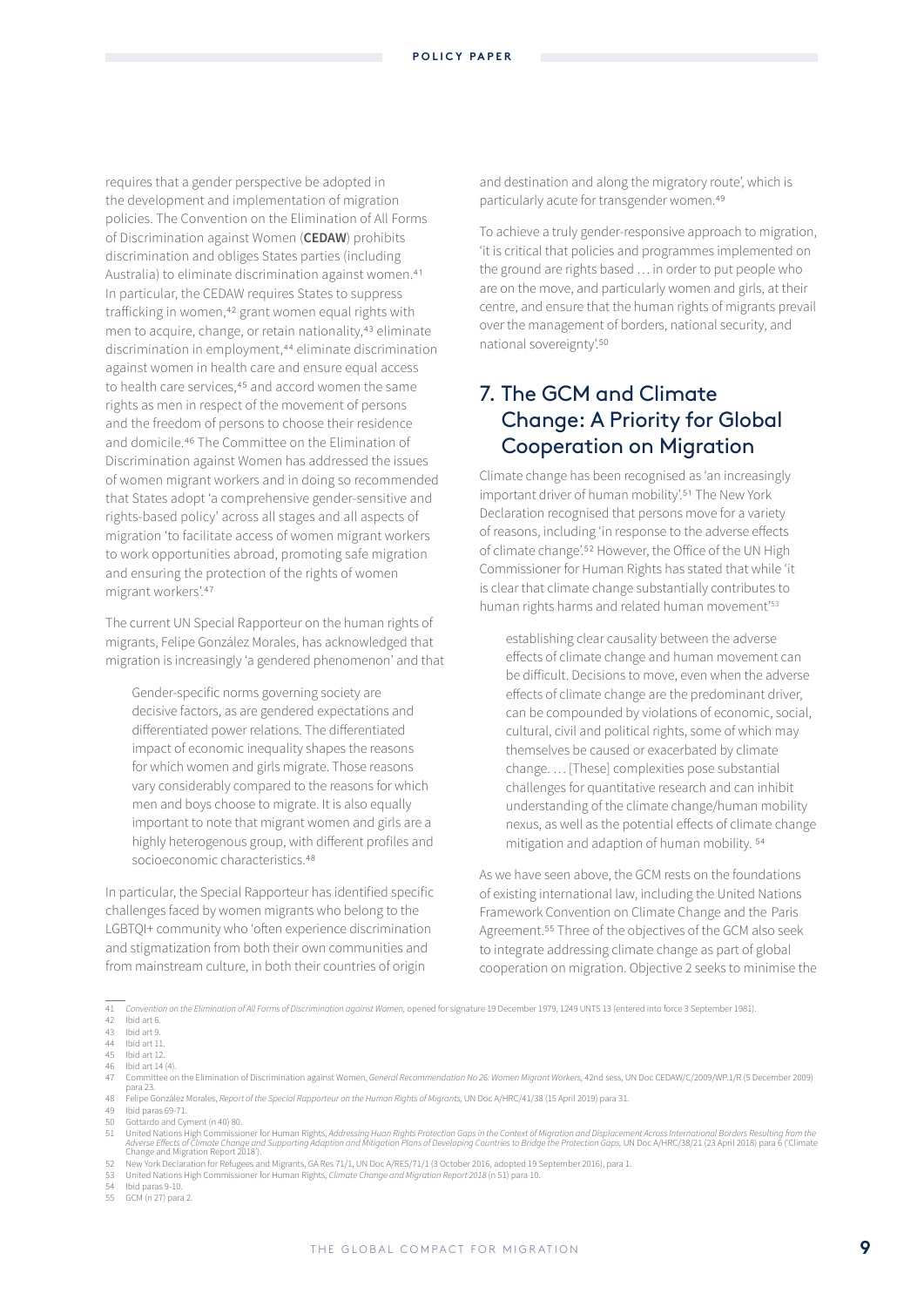requires that a gender perspective be adopted in the development and implementation of migration policies. The Convention on the Elimination of All Forms of Discrimination against Women (**CEDAW**) prohibits discrimination and obliges States parties (including Australia) to eliminate discrimination against women.[41] In particular, the CEDAW requires States to suppress trafficking in women,[42] grant women equal rights with men to acquire, change, or retain nationality,[43] eliminate discrimination in employment,[44] eliminate discrimination against women in health care and ensure equal access to health care services,[45] and accord women the same rights as men in respect of the movement of persons and the freedom of persons to choose their residence and domicile.[46] The Committee on the Elimination of Discrimination against Women has addressed the issues of women migrant workers and in doing so recommended that States adopt 'a comprehensive gender-sensitive and rights-based policy' across all stages and all aspects of migration 'to facilitate access of women migrant workers to work opportunities abroad, promoting safe migration and ensuring the protection of the rights of women migrant workers'.[47]

The current UN Special Rapporteur on the human rights of migrants, Felipe González Morales, has acknowledged that migration is increasingly 'a gendered phenomenon' and that

> Gender-specific norms governing society are decisive factors, as are gendered expectations and differentiated power relations. The differentiated impact of economic inequality shapes the reasons for which women and girls migrate. Those reasons vary considerably compared to the reasons for which men and boys choose to migrate. It is also equally important to note that migrant women and girls are a highly heterogenous group, with different profiles and socioeconomic characteristics.[48]

In particular, the Special Rapporteur has identified specific challenges faced by women migrants who belong to the LGBTQI+ community who 'often experience discrimination and stigmatization from both their own communities and from mainstream culture, in both their countries of origin and destination and along the migratory route', which is particularly acute for transgender women.[49]

To achieve a truly gender-responsive approach to migration, 'it is critical that policies and programmes implemented on the ground are rights based … in order to put people who are on the move, and particularly women and girls, at their centre, and ensure that the human rights of migrants prevail over the management of borders, national security, and national sovereignty'.[50]

## 7. The GCM and Climate Change: A Priority for Global Cooperation on Migration

Climate change has been recognised as 'an increasingly important driver of human mobility'.[51] The New York Declaration recognised that persons move for a variety of reasons, including 'in response to the adverse effects of climate change'.[52] However, the Office of the UN High Commissioner for Human Rights has stated that while 'it is clear that climate change substantially contributes to human rights harms and related human movement'[53]

> establishing clear causality between the adverse effects of climate change and human movement can be difficult. Decisions to move, even when the adverse effects of climate change are the predominant driver, can be compounded by violations of economic, social, cultural, civil and political rights, some of which may themselves be caused or exacerbated by climate change. … [These] complexities pose substantial challenges for quantitative research and can inhibit understanding of the climate change/human mobility nexus, as well as the potential effects of climate change mitigation and adaption of human mobility. [54]

As we have seen above, the GCM rests on the foundations of existing international law, including the United Nations Framework Convention on Climate Change and the Paris Agreement.[55] Three of the objectives of the GCM also seek to integrate addressing climate change as part of global cooperation on migration. Objective 2 seeks to minimise the

---

41 *Convention on the Elimination of All Forms of Discrimination against Women*, opened for signature 19 December 1979, 1249 UNTS 13 (entered into force 3 September 1981).
42 Ibid art 6.
43 Ibid art 9.
44 Ibid art 11.
45 Ibid art 12.
46 Ibid art 14 (4).
47 Committee on the Elimination of Discrimination against Women, *General Recommendation No 26: Women Migrant Workers*, 42nd sess, UN Doc CEDAW/C/2009/WP.1/R (5 December 2009) para 23.
48 Felipe González Morales, *Report of the Special Rapporteur on the Human Rights of Migrants*, UN Doc A/HRC/41/38 (15 April 2019) para 31.
49 Ibid paras 69-71.
50 Gottardo and Cyment (n 40) 80.
51 United Nations High Commissioner for Human Rights, *Addressing Huan Rights Protection Gaps in the Context of Migration and Displacement Across International Borders Resulting from the Adverse Effects of Climate Change and Supporting Adaption and Mitigation Plans of Developing Countries to Bridge the Protection Gaps*, UN Doc A/HRC/38/21 (23 April 2018) para 6 ('Climate Change and Migration Report 2018').
52 New York Declaration for Refugees and Migrants, GA Res 71/1, UN Doc A/RES/71/1 (3 October 2016, adopted 19 September 2016), para 1.
53 United Nations High Commissioner for Human Rights, *Climate Change and Migration Report 2018* (n 51) para 10.
54 Ibid paras 9-10.
55 GCM (n 27) para 2.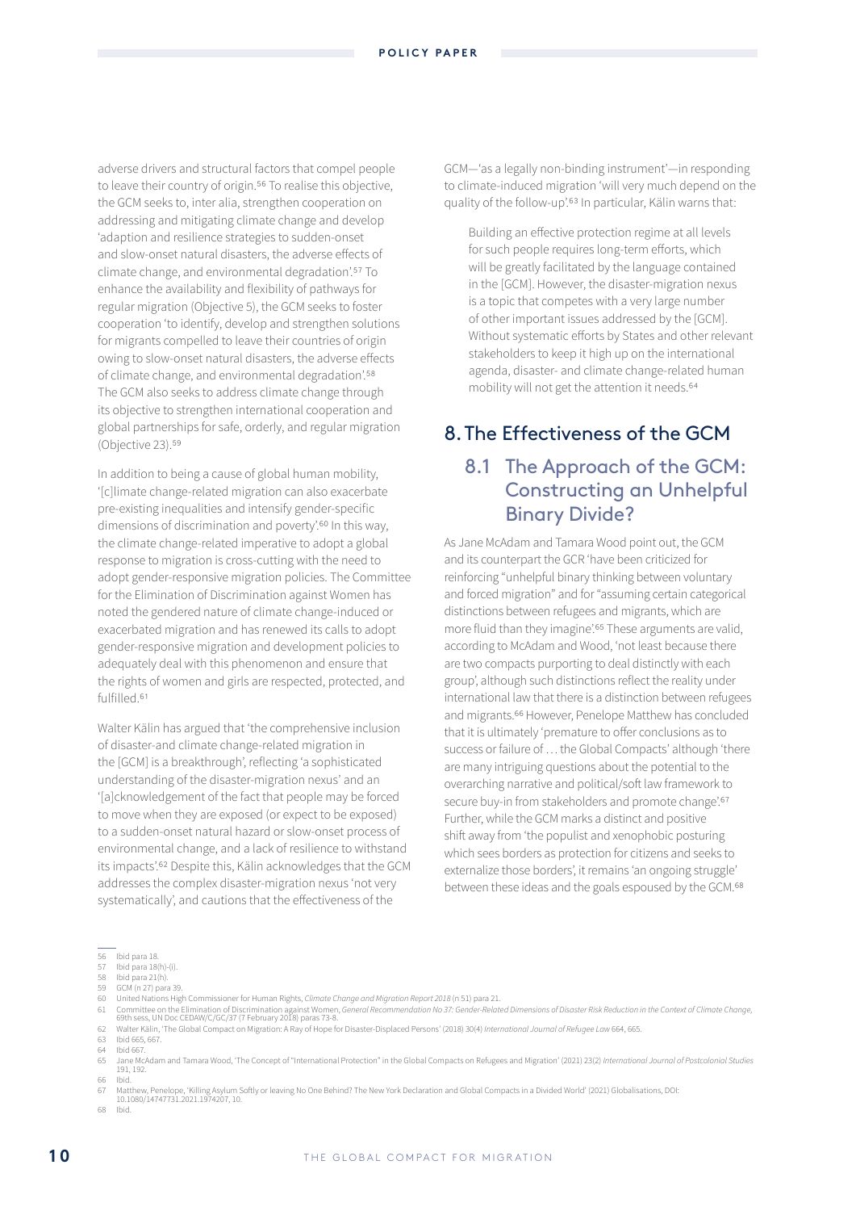adverse drivers and structural factors that compel people to leave their country of origin.[56] To realise this objective, the GCM seeks to, inter alia, strengthen cooperation on addressing and mitigating climate change and develop 'adaption and resilience strategies to sudden-onset and slow-onset natural disasters, the adverse effects of climate change, and environmental degradation'.[57] To enhance the availability and flexibility of pathways for regular migration (Objective 5), the GCM seeks to foster cooperation 'to identify, develop and strengthen solutions for migrants compelled to leave their countries of origin owing to slow-onset natural disasters, the adverse effects of climate change, and environmental degradation'.[58] The GCM also seeks to address climate change through its objective to strengthen international cooperation and global partnerships for safe, orderly, and regular migration (Objective 23).[59]

In addition to being a cause of global human mobility, '[c]limate change-related migration can also exacerbate pre-existing inequalities and intensify gender-specific dimensions of discrimination and poverty'.[60] In this way, the climate change-related imperative to adopt a global response to migration is cross-cutting with the need to adopt gender-responsive migration policies. The Committee for the Elimination of Discrimination against Women has noted the gendered nature of climate change-induced or exacerbated migration and has renewed its calls to adopt gender-responsive migration and development policies to adequately deal with this phenomenon and ensure that the rights of women and girls are respected, protected, and fulfilled.[61]

Walter Kälin has argued that 'the comprehensive inclusion of disaster-and climate change-related migration in the [GCM] is a breakthrough', reflecting 'a sophisticated understanding of the disaster-migration nexus' and an '[a]cknowledgement of the fact that people may be forced to move when they are exposed (or expect to be exposed) to a sudden-onset natural hazard or slow-onset process of environmental change, and a lack of resilience to withstand its impacts'.[62] Despite this, Kälin acknowledges that the GCM addresses the complex disaster-migration nexus 'not very systematically', and cautions that the effectiveness of the GCM—'as a legally non-binding instrument'—in responding to climate-induced migration 'will very much depend on the quality of the follow-up'.[63] In particular, Kälin warns that:

> Building an effective protection regime at all levels for such people requires long-term efforts, which will be greatly facilitated by the language contained in the [GCM]. However, the disaster-migration nexus is a topic that competes with a very large number of other important issues addressed by the [GCM]. Without systematic efforts by States and other relevant stakeholders to keep it high up on the international agenda, disaster- and climate change-related human mobility will not get the attention it needs.[64]

## 8. The Effectiveness of the GCM

### 8.1 The Approach of the GCM: Constructing an Unhelpful Binary Divide?

As Jane McAdam and Tamara Wood point out, the GCM and its counterpart the GCR 'have been criticized for reinforcing "unhelpful binary thinking between voluntary and forced migration" and for "assuming certain categorical distinctions between refugees and migrants, which are more fluid than they imagine'.[65] These arguments are valid, according to McAdam and Wood, 'not least because there are two compacts purporting to deal distinctly with each group', although such distinctions reflect the reality under international law that there is a distinction between refugees and migrants.[66] However, Penelope Matthew has concluded that it is ultimately 'premature to offer conclusions as to success or failure of … the Global Compacts' although 'there are many intriguing questions about the potential to the overarching narrative and political/soft law framework to secure buy-in from stakeholders and promote change'.[67] Further, while the GCM marks a distinct and positive shift away from 'the populist and xenophobic posturing which sees borders as protection for citizens and seeks to externalize those borders', it remains 'an ongoing struggle' between these ideas and the goals espoused by the GCM.[68]

---

56 Ibid para 18.
57 Ibid para 18(h)-(i).
58 Ibid para 21(h).
59 GCM (n 27) para 39.
60 United Nations High Commissioner for Human Rights, *Climate Change and Migration Report 2018* (n 51) para 21.
61 Committee on the Elimination of Discrimination against Women, *General Recommendation No 37: Gender-Related Dimensions of Disaster Risk Reduction in the Context of Climate Change*, 69th sess, UN Doc CEDAW/C/GC/37 (7 February 2018) paras 73-8.
62 Walter Kälin, 'The Global Compact on Migration: A Ray of Hope for Disaster-Displaced Persons' (2018) 30(4) *International Journal of Refugee Law* 664, 665.
63 Ibid 665, 667.
64 Ibid 667.
65 Jane McAdam and Tamara Wood, 'The Concept of "International Protection" in the Global Compacts on Refugees and Migration' (2021) 23(2) *International Journal of Postcolonial Studies* 191, 192.
66 Ibid.
67 Matthew, Penelope, 'Killing Asylum Softly or leaving No One Behind? The New York Declaration and Global Compacts in a Divided World' (2021) Globalisations, DOI: 10.1080/14747731.2021.1974207, 10.
68 Ibid.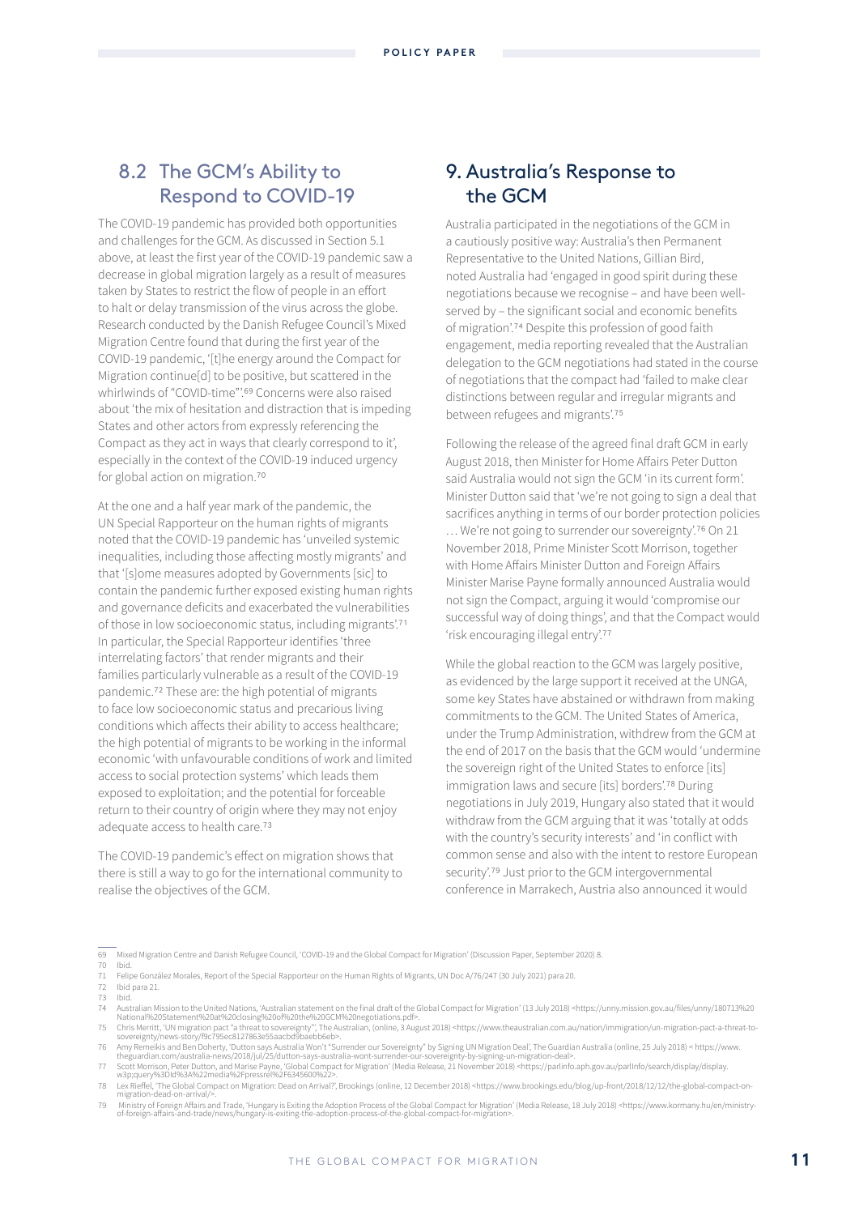## 8.2 The GCM's Ability to Respond to COVID-19

The COVID-19 pandemic has provided both opportunities and challenges for the GCM. As discussed in Section 5.1 above, at least the first year of the COVID-19 pandemic saw a decrease in global migration largely as a result of measures taken by States to restrict the flow of people in an effort to halt or delay transmission of the virus across the globe. Research conducted by the Danish Refugee Council's Mixed Migration Centre found that during the first year of the COVID-19 pandemic, '[t]he energy around the Compact for Migration continue[d] to be positive, but scattered in the whirlwinds of "COVID-time"'.[69] Concerns were also raised about 'the mix of hesitation and distraction that is impeding States and other actors from expressly referencing the Compact as they act in ways that clearly correspond to it', especially in the context of the COVID-19 induced urgency for global action on migration.[70]

At the one and a half year mark of the pandemic, the UN Special Rapporteur on the human rights of migrants noted that the COVID-19 pandemic has 'unveiled systemic inequalities, including those affecting mostly migrants' and that '[s]ome measures adopted by Governments [sic] to contain the pandemic further exposed existing human rights and governance deficits and exacerbated the vulnerabilities of those in low socioeconomic status, including migrants'.[71] In particular, the Special Rapporteur identifies 'three interrelating factors' that render migrants and their families particularly vulnerable as a result of the COVID-19 pandemic.[72] These are: the high potential of migrants to face low socioeconomic status and precarious living conditions which affects their ability to access healthcare; the high potential of migrants to be working in the informal economic 'with unfavourable conditions of work and limited access to social protection systems' which leads them exposed to exploitation; and the potential for forceable return to their country of origin where they may not enjoy adequate access to health care.[73]

The COVID-19 pandemic's effect on migration shows that there is still a way to go for the international community to realise the objectives of the GCM.

## 9. Australia's Response to the GCM

Australia participated in the negotiations of the GCM in a cautiously positive way: Australia's then Permanent Representative to the United Nations, Gillian Bird, noted Australia had 'engaged in good spirit during these negotiations because we recognise – and have been well-served by – the significant social and economic benefits of migration'.[74] Despite this profession of good faith engagement, media reporting revealed that the Australian delegation to the GCM negotiations had stated in the course of negotiations that the compact had 'failed to make clear distinctions between regular and irregular migrants and between refugees and migrants'.[75]

Following the release of the agreed final draft GCM in early August 2018, then Minister for Home Affairs Peter Dutton said Australia would not sign the GCM 'in its current form'. Minister Dutton said that 'we're not going to sign a deal that sacrifices anything in terms of our border protection policies … We're not going to surrender our sovereignty'.[76] On 21 November 2018, Prime Minister Scott Morrison, together with Home Affairs Minister Dutton and Foreign Affairs Minister Marise Payne formally announced Australia would not sign the Compact, arguing it would 'compromise our successful way of doing things', and that the Compact would 'risk encouraging illegal entry'.[77]

While the global reaction to the GCM was largely positive, as evidenced by the large support it received at the UNGA, some key States have abstained or withdrawn from making commitments to the GCM. The United States of America, under the Trump Administration, withdrew from the GCM at the end of 2017 on the basis that the GCM would 'undermine the sovereign right of the United States to enforce [its] immigration laws and secure [its] borders'.[78] During negotiations in July 2019, Hungary also stated that it would withdraw from the GCM arguing that it was 'totally at odds with the country's security interests' and 'in conflict with common sense and also with the intent to restore European security'.[79] Just prior to the GCM intergovernmental conference in Marrakech, Austria also announced it would

---

69 Mixed Migration Centre and Danish Refugee Council, 'COVID-19 and the Global Compact for Migration' (Discussion Paper, September 2020) 8.

70 Ibid.

71 Felipe González Morales, Report of the Special Rapporteur on the Human Rights of Migrants, UN Doc A/76/247 (30 July 2021) para 20.

72 Ibid para 21.

73 Ibid.

74 Australian Mission to the United Nations, 'Australian statement on the final draft of the Global Compact for Migration' (13 July 2018) <https://unny.mission.gov.au/files/unny/180713%20National%20Statement%20at%20closing%20of%20the%20GCM%20negotiations.pdf>.

75 Chris Merritt, 'UN migration pact "a threat to sovereignty"', The Australian, (online, 3 August 2018) <https://www.theaustralian.com.au/nation/immigration/un-migration-pact-a-threat-to-sovereignty/news-story/f9c795ec8127863e55aacbd9baebb6eb>.

76 Amy Remeikis and Ben Doherty, 'Dutton says Australia Won't "Surrender our Sovereignty" by Signing UN Migration Deal', The Guardian Australia (online, 25 July 2018) < https://www.theguardian.com/australia-news/2018/jul/25/dutton-says-australia-wont-surrender-our-sovereignty-by-signing-un-migration-deal>.

77 Scott Morrison, Peter Dutton, and Marise Payne, 'Global Compact for Migration' (Media Release, 21 November 2018) <https://parlinfo.aph.gov.au/parlInfo/search/display/display.w3p;query%3DId%3A%22media%2Fpressrel%2F6345600%22>.

78 Lex Rieffel, 'The Global Compact on Migration: Dead on Arrival?', Brookings (online, 12 December 2018) <https://www.brookings.edu/blog/up-front/2018/12/12/the-global-compact-on-migration-dead-on-arrival/>.

79 Ministry of Foreign Affairs and Trade, 'Hungary is Exiting the Adoption Process of the Global Compact for Migration' (Media Release, 18 July 2018) <https://www.kormany.hu/en/ministry-of-foreign-affairs-and-trade/news/hungary-is-exiting-the-adoption-process-of-the-global-compact-for-migration>.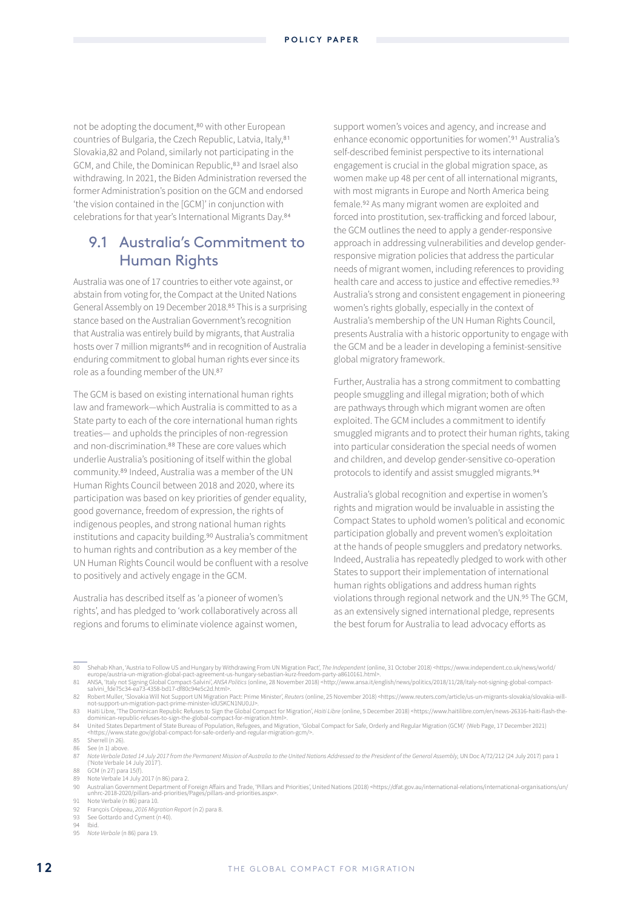not be adopting the document,[80] with other European countries of Bulgaria, the Czech Republic, Latvia, Italy,[81] Slovakia,82 and Poland, similarly not participating in the GCM, and Chile, the Dominican Republic,[83] and Israel also withdrawing. In 2021, the Biden Administration reversed the former Administration's position on the GCM and endorsed 'the vision contained in the [GCM]' in conjunction with celebrations for that year's International Migrants Day.[84]

## 9.1 Australia's Commitment to Human Rights

Australia was one of 17 countries to either vote against, or abstain from voting for, the Compact at the United Nations General Assembly on 19 December 2018.[85] This is a surprising stance based on the Australian Government's recognition that Australia was entirely build by migrants, that Australia hosts over 7 million migrants[86] and in recognition of Australia enduring commitment to global human rights ever since its role as a founding member of the UN.[87]

The GCM is based on existing international human rights law and framework—which Australia is committed to as a State party to each of the core international human rights treaties— and upholds the principles of non-regression and non-discrimination.[88] These are core values which underlie Australia's positioning of itself within the global community.[89] Indeed, Australia was a member of the UN Human Rights Council between 2018 and 2020, where its participation was based on key priorities of gender equality, good governance, freedom of expression, the rights of indigenous peoples, and strong national human rights institutions and capacity building.[90] Australia's commitment to human rights and contribution as a key member of the UN Human Rights Council would be confluent with a resolve to positively and actively engage in the GCM.

Australia has described itself as 'a pioneer of women's rights', and has pledged to 'work collaboratively across all regions and forums to eliminate violence against women, support women's voices and agency, and increase and enhance economic opportunities for women'.[91] Australia's self-described feminist perspective to its international engagement is crucial in the global migration space, as women make up 48 per cent of all international migrants, with most migrants in Europe and North America being female.[92] As many migrant women are exploited and forced into prostitution, sex-trafficking and forced labour, the GCM outlines the need to apply a gender-responsive approach in addressing vulnerabilities and develop gender-responsive migration policies that address the particular needs of migrant women, including references to providing health care and access to justice and effective remedies.[93] Australia's strong and consistent engagement in pioneering women's rights globally, especially in the context of Australia's membership of the UN Human Rights Council, presents Australia with a historic opportunity to engage with the GCM and be a leader in developing a feminist-sensitive global migratory framework.

Further, Australia has a strong commitment to combatting people smuggling and illegal migration; both of which are pathways through which migrant women are often exploited. The GCM includes a commitment to identify smuggled migrants and to protect their human rights, taking into particular consideration the special needs of women and children, and develop gender-sensitive co-operation protocols to identify and assist smuggled migrants.[94]

Australia's global recognition and expertise in women's rights and migration would be invaluable in assisting the Compact States to uphold women's political and economic participation globally and prevent women's exploitation at the hands of people smugglers and predatory networks. Indeed, Australia has repeatedly pledged to work with other States to support their implementation of international human rights obligations and address human rights violations through regional network and the UN.[95] The GCM, as an extensively signed international pledge, represents the best forum for Australia to lead advocacy efforts as

---

80 Shehab Khan, 'Austria to Follow US and Hungary by Withdrawing From UN Migration Pact', *The Independent* (online, 31 October 2018) <https://www.independent.co.uk/news/world/europe/austria-un-migration-global-pact-agreement-us-hungary-sebastian-kurz-freedom-party-a8610161.html>.
81 ANSA, 'Italy not Signing Global Compact-Salvini', *ANSA Politics* (online, 28 November 2018) <http://www.ansa.it/english/news/politics/2018/11/28/italy-not-signing-global-compact-salvini_fde75c34-ea73-4358-bd17-df80c94e5c2d.html>.
82 Robert Muller, 'Slovakia Will Not Support UN Migration Pact: Prime Minister', *Reuters* (online, 25 November 2018) <https://www.reuters.com/article/us-un-migrants-slovakia/slovakia-will-not-support-un-migration-pact-prime-minister-idUSKCN1NU0JJ>.
83 Haiti Libre, 'The Dominican Republic Refuses to Sign the Global Compact for Migration', *Haiti Libre* (online, 5 December 2018) <https://www.haitilibre.com/en/news-26316-haiti-flash-the-dominican-republic-refuses-to-sign-the-global-compact-for-migration.html>.
84 United States Department of State Bureau of Population, Refugees, and Migration, 'Global Compact for Safe, Orderly and Regular Migration (GCM)' (Web Page, 17 December 2021) <https://www.state.gov/global-compact-for-safe-orderly-and-regular-migration-gcm/>.
85 Sherrell (n 26).
86 See (n 1) above.
87 *Note Verbale Dated 14 July 2017 from the Permanent Mission of Australia to the United Nations Addressed to the President of the General Assembly*, UN Doc A/72/212 (24 July 2017) para 1 ('Note Verbale 14 July 2017').
88 GCM (n 27) para 15(f).
89 Note Verbale 14 July 2017 (n 86) para 2.
90 Australian Government Department of Foreign Affairs and Trade, 'Pillars and Priorities', United Nations (2018) <https://dfat.gov.au/international-relations/international-organisations/un/unhrc-2018-2020/pillars-and-priorities/Pages/pillars-and-priorities.aspx>.
91 Note Verbale (n 86) para 10.
92 François Crépeau, *2016 Migration Report* (n 2) para 8.
93 See Gottardo and Cyment (n 40).
94 Ibid.
95 *Note Verbale* (n 86) para 19.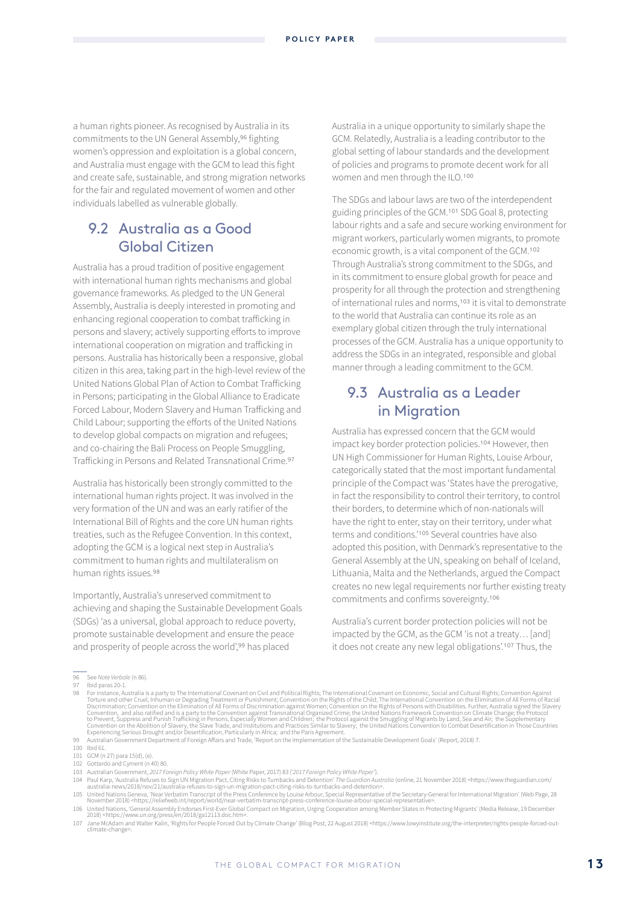a human rights pioneer. As recognised by Australia in its commitments to the UN General Assembly,[96] fighting women's oppression and exploitation is a global concern, and Australia must engage with the GCM to lead this fight and create safe, sustainable, and strong migration networks for the fair and regulated movement of women and other individuals labelled as vulnerable globally.

## 9.2 Australia as a Good Global Citizen

Australia has a proud tradition of positive engagement with international human rights mechanisms and global governance frameworks. As pledged to the UN General Assembly, Australia is deeply interested in promoting and enhancing regional cooperation to combat trafficking in persons and slavery; actively supporting efforts to improve international cooperation on migration and trafficking in persons. Australia has historically been a responsive, global citizen in this area, taking part in the high-level review of the United Nations Global Plan of Action to Combat Trafficking in Persons; participating in the Global Alliance to Eradicate Forced Labour, Modern Slavery and Human Trafficking and Child Labour; supporting the efforts of the United Nations to develop global compacts on migration and refugees; and co-chairing the Bali Process on People Smuggling, Trafficking in Persons and Related Transnational Crime.[97]

Australia has historically been strongly committed to the international human rights project. It was involved in the very formation of the UN and was an early ratifier of the International Bill of Rights and the core UN human rights treaties, such as the Refugee Convention. In this context, adopting the GCM is a logical next step in Australia's commitment to human rights and multilateralism on human rights issues.[98]

Importantly, Australia's unreserved commitment to achieving and shaping the Sustainable Development Goals (SDGs) 'as a universal, global approach to reduce poverty, promote sustainable development and ensure the peace and prosperity of people across the world',[99] has placed Australia in a unique opportunity to similarly shape the GCM. Relatedly, Australia is a leading contributor to the global setting of labour standards and the development of policies and programs to promote decent work for all women and men through the ILO.[100]

The SDGs and labour laws are two of the interdependent guiding principles of the GCM.[101] SDG Goal 8, protecting labour rights and a safe and secure working environment for migrant workers, particularly women migrants, to promote economic growth, is a vital component of the GCM.[102] Through Australia's strong commitment to the SDGs, and in its commitment to ensure global growth for peace and prosperity for all through the protection and strengthening of international rules and norms,[103] it is vital to demonstrate to the world that Australia can continue its role as an exemplary global citizen through the truly international processes of the GCM. Australia has a unique opportunity to address the SDGs in an integrated, responsible and global manner through a leading commitment to the GCM.

## 9.3 Australia as a Leader in Migration

Australia has expressed concern that the GCM would impact key border protection policies.[104] However, then UN High Commissioner for Human Rights, Louise Arbour, categorically stated that the most important fundamental principle of the Compact was 'States have the prerogative, in fact the responsibility to control their territory, to control their borders, to determine which of non-nationals will have the right to enter, stay on their territory, under what terms and conditions.'[105] Several countries have also adopted this position, with Denmark's representative to the General Assembly at the UN, speaking on behalf of Iceland, Lithuania, Malta and the Netherlands, argued the Compact creates no new legal requirements nor further existing treaty commitments and confirms sovereignty.[106]

Australia's current border protection policies will not be impacted by the GCM, as the GCM 'is not a treaty… [and] it does not create any new legal obligations'.[107] Thus, the

---

96 See *Note Verbale* (n 86).

97 Ibid paras 20-1.

98 For instance, Australia is a party to The International Covenant on Civil and Political Rights; The International Covenant on Economic, Social and Cultural Rights; Convention Against Torture and other Cruel, Inhuman or Degrading Treatment or Punishment; Convention on the Rights of the Child; The International Convention on the Elimination of All Forms of Racial Discrimination; Convention on the Elimination of All Forms of Discrimination against Women; Convention on the Rights of Persons with Disabilities. Further, Australia signed the Slavery Convention, and also ratified and is a party to the Convention against Transnational Organized Crime; the United Nations Framework Convention on Climate Change; the Protocol to Prevent, Suppress and Punish Trafficking in Persons, Especially Women and Children; the Protocol against the Smuggling of Migrants by Land, Sea and Air; the Supplementary Convention on the Abolition of Slavery, the Slave Trade, and Institutions and Practices Similar to Slavery; the United Nations Convention to Combat Desertification in Those Countries Experiencing Serious Drought and/or Desertification, Particularly in Africa; and the Paris Agreement.

99 Australian Government Department of Foreign Affairs and Trade, 'Report on the Implementation of the Sustainable Development Goals' (Report, 2018) 7.

100 Ibid 61.

101 GCM (n 27) para 15(d), (e).

102 Gottardo and Cyment (n 40) 80.

103 Australian Government, *2017 Foreign Policy White Paper* (White Paper, 2017) 83 ('*2017 Foreign Policy White Paper*').

104 Paul Karp, 'Australia Refuses to Sign UN Migration Pact, Citing Risks to Turnbacks and Detention' *The Guardian Australia* (online, 21 November 2018) <https://www.theguardian.com/australia-news/2018/nov/21/australia-refuses-to-sign-un-migration-pact-citing-risks-to-turnbacks-and-detention>.

105 United Nations Geneva, 'Near Verbatim Transcript of the Press Conference by Louise Arbour, Special Representative of the Secretary-General for International Migration' (Web Page, 28 November 2018) <https://reliefweb.int/report/world/near-verbatim-transcript-press-conference-louise-arbour-special-representative>.

106 United Nations, 'General Assembly Endorses First-Ever Global Compact on Migration, Urging Cooperation among Member States in Protecting Migrants' (Media Release, 19 December 2018) <https://www.un.org/press/en/2018/ga12113.doc.htm>.

107 Jane McAdam and Walter Kalin, 'Rights for People Forced Out by Climate Change' (Blog Post, 22 August 2018) <https://www.lowyinstitute.org/the-interpreter/rights-people-forced-out-climate-change>.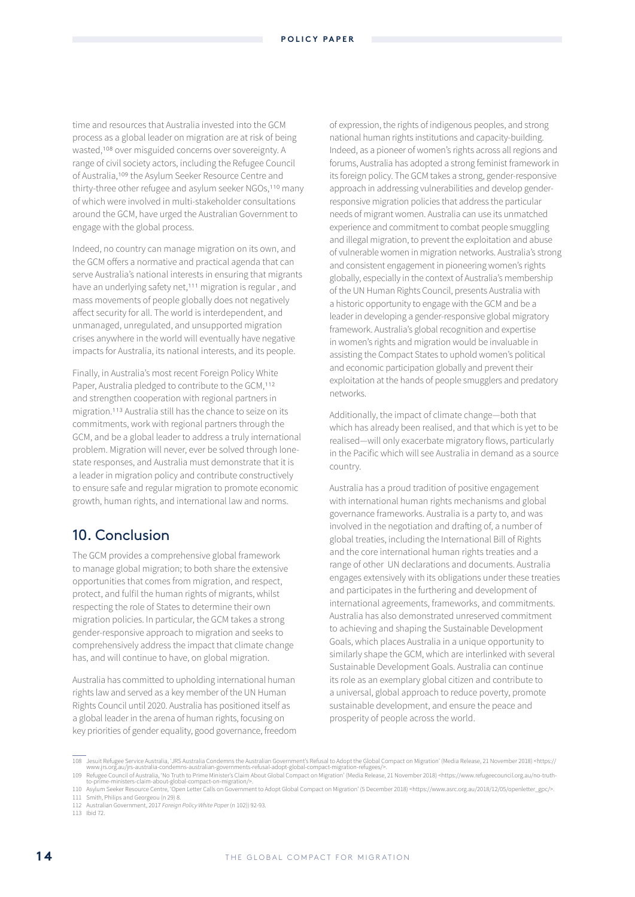time and resources that Australia invested into the GCM process as a global leader on migration are at risk of being wasted,[108] over misguided concerns over sovereignty. A range of civil society actors, including the Refugee Council of Australia,[109] the Asylum Seeker Resource Centre and thirty-three other refugee and asylum seeker NGOs,[110] many of which were involved in multi-stakeholder consultations around the GCM, have urged the Australian Government to engage with the global process.

Indeed, no country can manage migration on its own, and the GCM offers a normative and practical agenda that can serve Australia's national interests in ensuring that migrants have an underlying safety net,[111] migration is regular , and mass movements of people globally does not negatively affect security for all. The world is interdependent, and unmanaged, unregulated, and unsupported migration crises anywhere in the world will eventually have negative impacts for Australia, its national interests, and its people.

Finally, in Australia's most recent Foreign Policy White Paper, Australia pledged to contribute to the GCM,[112] and strengthen cooperation with regional partners in migration.[113] Australia still has the chance to seize on its commitments, work with regional partners through the GCM, and be a global leader to address a truly international problem. Migration will never, ever be solved through lone-state responses, and Australia must demonstrate that it is a leader in migration policy and contribute constructively to ensure safe and regular migration to promote economic growth, human rights, and international law and norms.

## 10. Conclusion

The GCM provides a comprehensive global framework to manage global migration; to both share the extensive opportunities that comes from migration, and respect, protect, and fulfil the human rights of migrants, whilst respecting the role of States to determine their own migration policies. In particular, the GCM takes a strong gender-responsive approach to migration and seeks to comprehensively address the impact that climate change has, and will continue to have, on global migration.

Australia has committed to upholding international human rights law and served as a key member of the UN Human Rights Council until 2020. Australia has positioned itself as a global leader in the arena of human rights, focusing on key priorities of gender equality, good governance, freedom of expression, the rights of indigenous peoples, and strong national human rights institutions and capacity-building. Indeed, as a pioneer of women's rights across all regions and forums, Australia has adopted a strong feminist framework in its foreign policy. The GCM takes a strong, gender-responsive approach in addressing vulnerabilities and develop gender-responsive migration policies that address the particular needs of migrant women. Australia can use its unmatched experience and commitment to combat people smuggling and illegal migration, to prevent the exploitation and abuse of vulnerable women in migration networks. Australia's strong and consistent engagement in pioneering women's rights globally, especially in the context of Australia's membership of the UN Human Rights Council, presents Australia with a historic opportunity to engage with the GCM and be a leader in developing a gender-responsive global migratory framework. Australia's global recognition and expertise in women's rights and migration would be invaluable in assisting the Compact States to uphold women's political and economic participation globally and prevent their exploitation at the hands of people smugglers and predatory networks.

Additionally, the impact of climate change—both that which has already been realised, and that which is yet to be realised—will only exacerbate migratory flows, particularly in the Pacific which will see Australia in demand as a source country.

Australia has a proud tradition of positive engagement with international human rights mechanisms and global governance frameworks. Australia is a party to, and was involved in the negotiation and drafting of, a number of global treaties, including the International Bill of Rights and the core international human rights treaties and a range of other UN declarations and documents. Australia engages extensively with its obligations under these treaties and participates in the furthering and development of international agreements, frameworks, and commitments. Australia has also demonstrated unreserved commitment to achieving and shaping the Sustainable Development Goals, which places Australia in a unique opportunity to similarly shape the GCM, which are interlinked with several Sustainable Development Goals. Australia can continue its role as an exemplary global citizen and contribute to a universal, global approach to reduce poverty, promote sustainable development, and ensure the peace and prosperity of people across the world.

---

108 Jesuit Refugee Service Australia, 'JRS Australia Condemns the Australian Government's Refusal to Adopt the Global Compact on Migration' (Media Release, 21 November 2018) <https://www.jrs.org.au/jrs-australia-condemns-australian-governments-refusal-adopt-global-compact-migration-refugees/>.

109 Refugee Council of Australia, 'No Truth to Prime Minister's Claim About Global Compact on Migration' (Media Release, 21 November 2018) <https://www.refugeecouncil.org.au/no-truth-to-prime-ministers-claim-about-global-compact-on-migration/>.

110 Asylum Seeker Resource Centre, 'Open Letter Calls on Government to Adopt Global Compact on Migration' (5 December 2018) <https://www.asrc.org.au/2018/12/05/openletter_gpc/>.

111 Smith, Philips and Georgeou (n 29) 8.

112 Australian Government, 2017 *Foreign Policy White Paper* (n 102)) 92-93.

113 Ibid 72.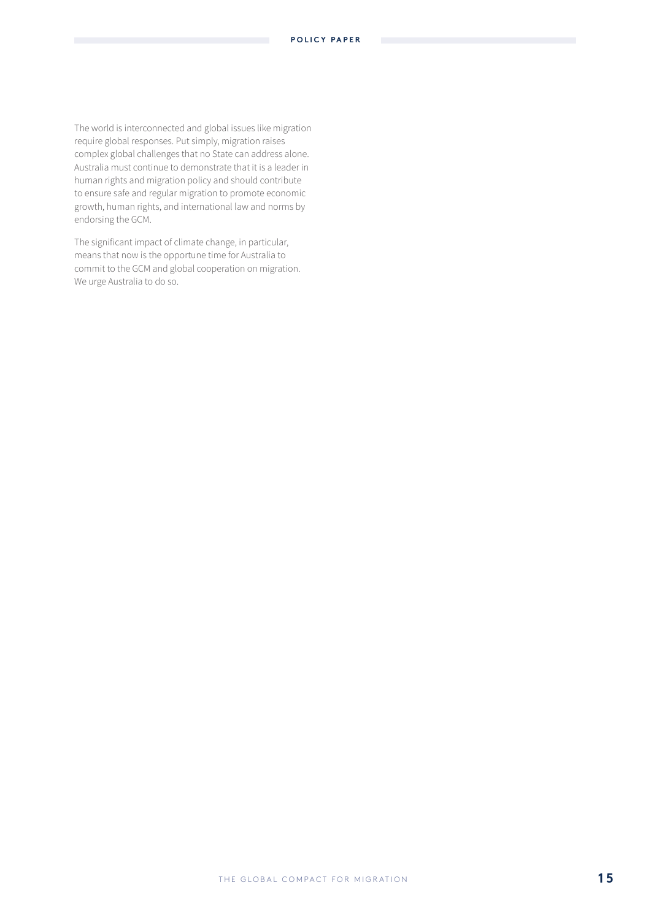The world is interconnected and global issues like migration require global responses. Put simply, migration raises complex global challenges that no State can address alone. Australia must continue to demonstrate that it is a leader in human rights and migration policy and should contribute to ensure safe and regular migration to promote economic growth, human rights, and international law and norms by endorsing the GCM.

The significant impact of climate change, in particular, means that now is the opportune time for Australia to commit to the GCM and global cooperation on migration. We urge Australia to do so.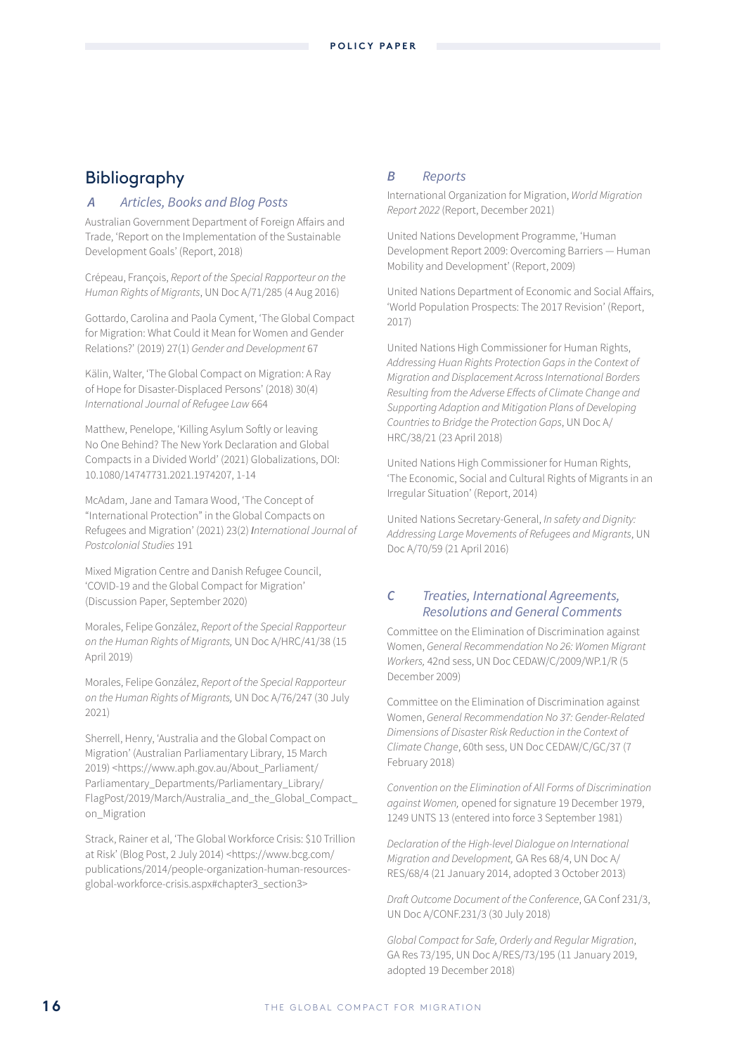# Bibliography

### A Articles, Books and Blog Posts

Australian Government Department of Foreign Affairs and Trade, 'Report on the Implementation of the Sustainable Development Goals' (Report, 2018)

Crépeau, François, *Report of the Special Rapporteur on the Human Rights of Migrants*, UN Doc A/71/285 (4 Aug 2016)

Gottardo, Carolina and Paola Cyment, 'The Global Compact for Migration: What Could it Mean for Women and Gender Relations?' (2019) 27(1) *Gender and Development* 67

Kälin, Walter, 'The Global Compact on Migration: A Ray of Hope for Disaster-Displaced Persons' (2018) 30(4) *International Journal of Refugee Law* 664

Matthew, Penelope, 'Killing Asylum Softly or leaving No One Behind? The New York Declaration and Global Compacts in a Divided World' (2021) Globalizations, DOI: 10.1080/14747731.2021.1974207, 1-14

McAdam, Jane and Tamara Wood, 'The Concept of "International Protection" in the Global Compacts on Refugees and Migration' (2021) 23(2) *International Journal of Postcolonial Studies* 191

Mixed Migration Centre and Danish Refugee Council, 'COVID-19 and the Global Compact for Migration' (Discussion Paper, September 2020)

Morales, Felipe González, *Report of the Special Rapporteur on the Human Rights of Migrants,* UN Doc A/HRC/41/38 (15 April 2019)

Morales, Felipe González, *Report of the Special Rapporteur on the Human Rights of Migrants,* UN Doc A/76/247 (30 July 2021)

Sherrell, Henry, 'Australia and the Global Compact on Migration' (Australian Parliamentary Library, 15 March 2019) <https://www.aph.gov.au/About_Parliament/Parliamentary_Departments/Parliamentary_Library/FlagPost/2019/March/Australia_and_the_Global_Compact_on_Migration

Strack, Rainer et al, 'The Global Workforce Crisis: $10 Trillion at Risk' (Blog Post, 2 July 2014) <https://www.bcg.com/publications/2014/people-organization-human-resources-global-workforce-crisis.aspx#chapter3_section3>

### B Reports

International Organization for Migration, *World Migration Report 2022* (Report, December 2021)

United Nations Development Programme, 'Human Development Report 2009: Overcoming Barriers — Human Mobility and Development' (Report, 2009)

United Nations Department of Economic and Social Affairs, 'World Population Prospects: The 2017 Revision' (Report, 2017)

United Nations High Commissioner for Human Rights, *Addressing Huan Rights Protection Gaps in the Context of Migration and Displacement Across International Borders Resulting from the Adverse Effects of Climate Change and Supporting Adaption and Mitigation Plans of Developing Countries to Bridge the Protection Gaps*, UN Doc A/HRC/38/21 (23 April 2018)

United Nations High Commissioner for Human Rights, 'The Economic, Social and Cultural Rights of Migrants in an Irregular Situation' (Report, 2014)

United Nations Secretary-General, *In safety and Dignity: Addressing Large Movements of Refugees and Migrants*, UN Doc A/70/59 (21 April 2016)

### C Treaties, International Agreements, Resolutions and General Comments

Committee on the Elimination of Discrimination against Women, *General Recommendation No 26: Women Migrant Workers,* 42nd sess, UN Doc CEDAW/C/2009/WP.1/R (5 December 2009)

Committee on the Elimination of Discrimination against Women, *General Recommendation No 37: Gender-Related Dimensions of Disaster Risk Reduction in the Context of Climate Change*, 60th sess, UN Doc CEDAW/C/GC/37 (7 February 2018)

*Convention on the Elimination of All Forms of Discrimination against Women,* opened for signature 19 December 1979, 1249 UNTS 13 (entered into force 3 September 1981)

*Declaration of the High-level Dialogue on International Migration and Development,* GA Res 68/4, UN Doc A/RES/68/4 (21 January 2014, adopted 3 October 2013)

*Draft Outcome Document of the Conference*, GA Conf 231/3, UN Doc A/CONF.231/3 (30 July 2018)

*Global Compact for Safe, Orderly and Regular Migration*, GA Res 73/195, UN Doc A/RES/73/195 (11 January 2019, adopted 19 December 2018)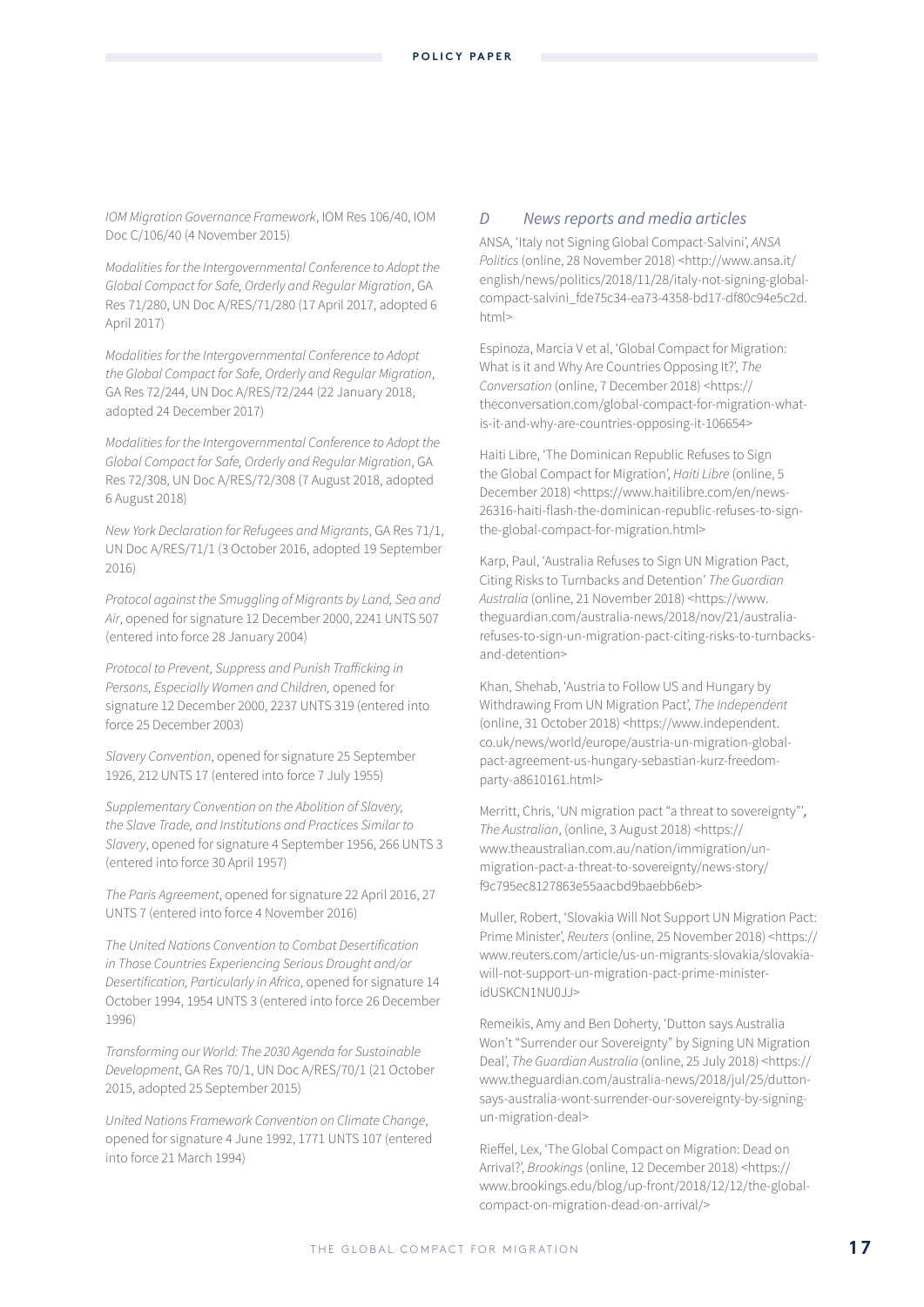*IOM Migration Governance Framework*, IOM Res 106/40, IOM Doc C/106/40 (4 November 2015)

*Modalities for the Intergovernmental Conference to Adopt the Global Compact for Safe, Orderly and Regular Migration*, GA Res 71/280, UN Doc A/RES/71/280 (17 April 2017, adopted 6 April 2017)

*Modalities for the Intergovernmental Conference to Adopt the Global Compact for Safe, Orderly and Regular Migration*, GA Res 72/244, UN Doc A/RES/72/244 (22 January 2018, adopted 24 December 2017)

*Modalities for the Intergovernmental Conference to Adopt the Global Compact for Safe, Orderly and Regular Migration*, GA Res 72/308, UN Doc A/RES/72/308 (7 August 2018, adopted 6 August 2018)

*New York Declaration for Refugees and Migrants*, GA Res 71/1, UN Doc A/RES/71/1 (3 October 2016, adopted 19 September 2016)

*Protocol against the Smuggling of Migrants by Land, Sea and Air*, opened for signature 12 December 2000, 2241 UNTS 507 (entered into force 28 January 2004)

*Protocol to Prevent, Suppress and Punish Trafficking in Persons, Especially Women and Children,* opened for signature 12 December 2000, 2237 UNTS 319 (entered into force 25 December 2003)

*Slavery Convention*, opened for signature 25 September 1926, 212 UNTS 17 (entered into force 7 July 1955)

*Supplementary Convention on the Abolition of Slavery, the Slave Trade, and Institutions and Practices Similar to Slavery*, opened for signature 4 September 1956, 266 UNTS 3 (entered into force 30 April 1957)

*The Paris Agreement*, opened for signature 22 April 2016, 27 UNTS 7 (entered into force 4 November 2016)

*The United Nations Convention to Combat Desertification in Those Countries Experiencing Serious Drought and/or Desertification, Particularly in Africa*, opened for signature 14 October 1994, 1954 UNTS 3 (entered into force 26 December 1996)

*Transforming our World: The 2030 Agenda for Sustainable Development*, GA Res 70/1, UN Doc A/RES/70/1 (21 October 2015, adopted 25 September 2015)

*United Nations Framework Convention on Climate Change*, opened for signature 4 June 1992, 1771 UNTS 107 (entered into force 21 March 1994)

## *D News reports and media articles*

ANSA, 'Italy not Signing Global Compact-Salvini', *ANSA Politics* (online, 28 November 2018) <http://www.ansa.it/english/news/politics/2018/11/28/italy-not-signing-global-compact-salvini_fde75c34-ea73-4358-bd17-df80c94e5c2d.html>

Espinoza, Marcia V et al, 'Global Compact for Migration: What is it and Why Are Countries Opposing It?', *The Conversation* (online, 7 December 2018) <https://theconversation.com/global-compact-for-migration-what-is-it-and-why-are-countries-opposing-it-106654>

Haiti Libre, 'The Dominican Republic Refuses to Sign the Global Compact for Migration', *Haiti Libre* (online, 5 December 2018) <https://www.haitilibre.com/en/news-26316-haiti-flash-the-dominican-republic-refuses-to-sign-the-global-compact-for-migration.html>

Karp, Paul, 'Australia Refuses to Sign UN Migration Pact, Citing Risks to Turnbacks and Detention' *The Guardian Australia* (online, 21 November 2018) <https://www.theguardian.com/australia-news/2018/nov/21/australia-refuses-to-sign-un-migration-pact-citing-risks-to-turnbacks-and-detention>

Khan, Shehab, 'Austria to Follow US and Hungary by Withdrawing From UN Migration Pact', *The Independent* (online, 31 October 2018) <https://www.independent.co.uk/news/world/europe/austria-un-migration-global-pact-agreement-us-hungary-sebastian-kurz-freedom-party-a8610161.html>

Merritt, Chris, 'UN migration pact "a threat to sovereignty"', *The Australian*, (online, 3 August 2018) <https://www.theaustralian.com.au/nation/immigration/un-migration-pact-a-threat-to-sovereignty/news-story/f9c795ec8127863e55aacbd9baebb6eb>

Muller, Robert, 'Slovakia Will Not Support UN Migration Pact: Prime Minister', *Reuters* (online, 25 November 2018) <https://www.reuters.com/article/us-un-migrants-slovakia/slovakia-will-not-support-un-migration-pact-prime-minister-idUSKCN1NU0JJ>

Remeikis, Amy and Ben Doherty, 'Dutton says Australia Won't "Surrender our Sovereignty" by Signing UN Migration Deal', *The Guardian Australia* (online, 25 July 2018) <https://www.theguardian.com/australia-news/2018/jul/25/dutton-says-australia-wont-surrender-our-sovereignty-by-signing-un-migration-deal>

Rieffel, Lex, 'The Global Compact on Migration: Dead on Arrival?', *Brookings* (online, 12 December 2018) <https://www.brookings.edu/blog/up-front/2018/12/12/the-global-compact-on-migration-dead-on-arrival/>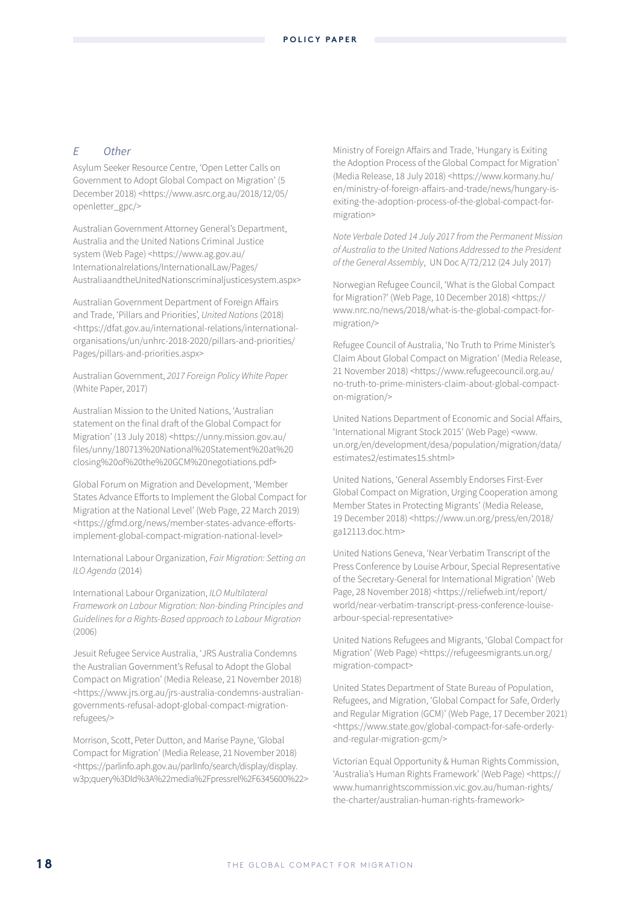### *E Other*

Asylum Seeker Resource Centre, 'Open Letter Calls on Government to Adopt Global Compact on Migration' (5 December 2018) <https://www.asrc.org.au/2018/12/05/openletter_gpc/>

Australian Government Attorney General's Department, Australia and the United Nations Criminal Justice system (Web Page) <https://www.ag.gov.au/Internationalrelations/InternationalLaw/Pages/AustraliaandtheUnitedNationscriminaljusticesystem.aspx>

Australian Government Department of Foreign Affairs and Trade, 'Pillars and Priorities', *United Nations* (2018) <https://dfat.gov.au/international-relations/international-organisations/un/unhrc-2018-2020/pillars-and-priorities/Pages/pillars-and-priorities.aspx>

Australian Government, *2017 Foreign Policy White Paper* (White Paper, 2017)

Australian Mission to the United Nations, 'Australian statement on the final draft of the Global Compact for Migration' (13 July 2018) <https://unny.mission.gov.au/files/unny/180713%20National%20Statement%20at%20closing%20of%20the%20GCM%20negotiations.pdf>

Global Forum on Migration and Development, 'Member States Advance Efforts to Implement the Global Compact for Migration at the National Level' (Web Page, 22 March 2019) <https://gfmd.org/news/member-states-advance-efforts-implement-global-compact-migration-national-level>

International Labour Organization, *Fair Migration: Setting an ILO Agenda* (2014)

International Labour Organization, *ILO Multilateral Framework on Labour Migration: Non-binding Principles and Guidelines for a Rights-Based approach to Labour Migration* (2006)

Jesuit Refugee Service Australia, 'JRS Australia Condemns the Australian Government's Refusal to Adopt the Global Compact on Migration' (Media Release, 21 November 2018) <https://www.jrs.org.au/jrs-australia-condemns-australian-governments-refusal-adopt-global-compact-migration-refugees/>

Morrison, Scott, Peter Dutton, and Marise Payne, 'Global Compact for Migration' (Media Release, 21 November 2018) <https://parlinfo.aph.gov.au/parlInfo/search/display/display.w3p;query%3DId%3A%22media%2Fpressrel%2F6345600%22>

Ministry of Foreign Affairs and Trade, 'Hungary is Exiting the Adoption Process of the Global Compact for Migration' (Media Release, 18 July 2018) <https://www.kormany.hu/en/ministry-of-foreign-affairs-and-trade/news/hungary-is-exiting-the-adoption-process-of-the-global-compact-for-migration>

*Note Verbale Dated 14 July 2017 from the Permanent Mission of Australia to the United Nations Addressed to the President of the General Assembly*, UN Doc A/72/212 (24 July 2017)

Norwegian Refugee Council, 'What is the Global Compact for Migration?' (Web Page, 10 December 2018) <https://www.nrc.no/news/2018/what-is-the-global-compact-for-migration/>

Refugee Council of Australia, 'No Truth to Prime Minister's Claim About Global Compact on Migration' (Media Release, 21 November 2018) <https://www.refugeecouncil.org.au/no-truth-to-prime-ministers-claim-about-global-compact-on-migration/>

United Nations Department of Economic and Social Affairs, 'International Migrant Stock 2015' (Web Page) <www.un.org/en/development/desa/population/migration/data/estimates2/estimates15.shtml>

United Nations, 'General Assembly Endorses First-Ever Global Compact on Migration, Urging Cooperation among Member States in Protecting Migrants' (Media Release, 19 December 2018) <https://www.un.org/press/en/2018/ga12113.doc.htm>

United Nations Geneva, 'Near Verbatim Transcript of the Press Conference by Louise Arbour, Special Representative of the Secretary-General for International Migration' (Web Page, 28 November 2018) <https://reliefweb.int/report/world/near-verbatim-transcript-press-conference-louise-arbour-special-representative>

United Nations Refugees and Migrants, 'Global Compact for Migration' (Web Page) <https://refugeesmigrants.un.org/migration-compact>

United States Department of State Bureau of Population, Refugees, and Migration, 'Global Compact for Safe, Orderly and Regular Migration (GCM)' (Web Page, 17 December 2021) <https://www.state.gov/global-compact-for-safe-orderly-and-regular-migration-gcm/>

Victorian Equal Opportunity & Human Rights Commission, 'Australia's Human Rights Framework' (Web Page) <https://www.humanrightscommission.vic.gov.au/human-rights/the-charter/australian-human-rights-framework>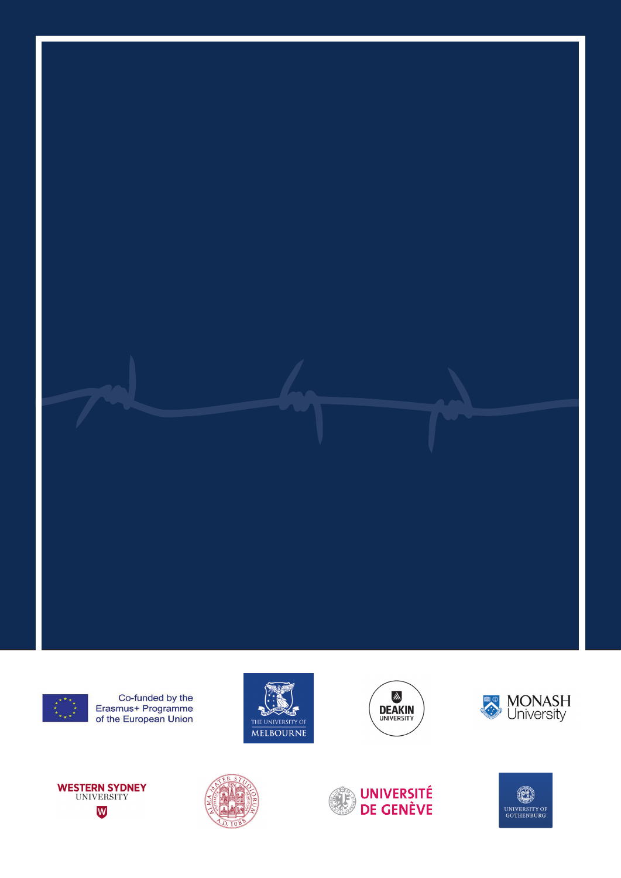Co-funded by the Erasmus+ Programme of the European Union

THE UNIVERSITY OF MELBOURNE

DEAKIN UNIVERSITY

MONASH University

WESTERN SYDNEY UNIVERSITY

UNIVERSITÉ DE GENÈVE

UNIVERSITY OF GOTHENBURG